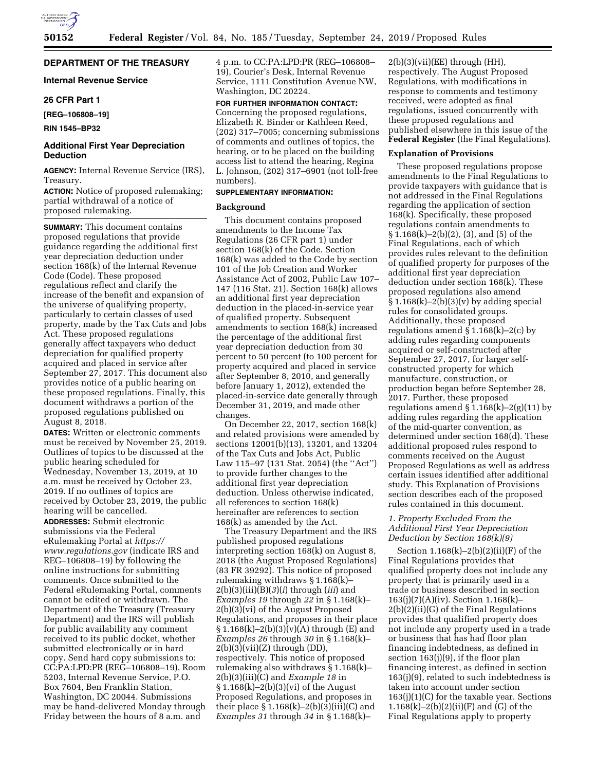**DEPARTMENT OF THE TREASURY**

**Internal Revenue Service**

**26 CFR Part 1**

**[REG–106808–19]**

**RIN 1545–BP32**

## Additional First Year Depreciation Deduction

**AGENCY:** Internal Revenue Service (IRS), Treasury.

**ACTION:** Notice of proposed rulemaking; partial withdrawal of a notice of proposed rulemaking.

**SUMMARY:** This document contains proposed regulations that provide guidance regarding the additional first year depreciation deduction under section 168(k) of the Internal Revenue Code (Code). These proposed regulations reflect and clarify the increase of the benefit and expansion of the universe of qualifying property, particularly to certain classes of used property, made by the Tax Cuts and Jobs Act. These proposed regulations generally affect taxpayers who deduct depreciation for qualified property acquired and placed in service after September 27, 2017. This document also provides notice of a public hearing on these proposed regulations. Finally, this document withdraws a portion of the proposed regulations published on August 8, 2018.

**DATES:** Written or electronic comments must be received by November 25, 2019. Outlines of topics to be discussed at the public hearing scheduled for Wednesday, November 13, 2019, at 10 a.m. must be received by October 23, 2019. If no outlines of topics are received by October 23, 2019, the public hearing will be cancelled.

**ADDRESSES:** Submit electronic submissions via the Federal eRulemaking Portal at *https://www.regulations.gov* (indicate IRS and REG–106808–19) by following the online instructions for submitting comments. Once submitted to the Federal eRulemaking Portal, comments cannot be edited or withdrawn. The Department of the Treasury (Treasury Department) and the IRS will publish for public availability any comment received to its public docket, whether submitted electronically or in hard copy. Send hard copy submissions to: CC:PA:LPD:PR (REG–106808–19), Room 5203, Internal Revenue Service, P.O. Box 7604, Ben Franklin Station, Washington, DC 20044. Submissions may be hand-delivered Monday through Friday between the hours of 8 a.m. and 4 p.m. to CC:PA:LPD:PR (REG–106808–19), Courier's Desk, Internal Revenue Service, 1111 Constitution Avenue NW, Washington, DC 20224.

**FOR FURTHER INFORMATION CONTACT:** Concerning the proposed regulations, Elizabeth R. Binder or Kathleen Reed, (202) 317–7005; concerning submissions of comments and outlines of topics, the hearing, or to be placed on the building access list to attend the hearing, Regina L. Johnson, (202) 317–6901 (not toll-free numbers).

**SUPPLEMENTARY INFORMATION:**

### Background

This document contains proposed amendments to the Income Tax Regulations (26 CFR part 1) under section 168(k) of the Code. Section 168(k) was added to the Code by section 101 of the Job Creation and Worker Assistance Act of 2002, Public Law 107–147 (116 Stat. 21). Section 168(k) allows an additional first year depreciation deduction in the placed-in-service year of qualified property. Subsequent amendments to section 168(k) increased the percentage of the additional first year depreciation deduction from 30 percent to 50 percent (to 100 percent for property acquired and placed in service after September 8, 2010, and generally before January 1, 2012), extended the placed-in-service date generally through December 31, 2019, and made other changes.

On December 22, 2017, section 168(k) and related provisions were amended by sections 12001(b)(13), 13201, and 13204 of the Tax Cuts and Jobs Act, Public Law 115–97 (131 Stat. 2054) (the ''Act'') to provide further changes to the additional first year depreciation deduction. Unless otherwise indicated, all references to section 168(k) hereinafter are references to section 168(k) as amended by the Act.

The Treasury Department and the IRS published proposed regulations interpreting section 168(k) on August 8, 2018 (the August Proposed Regulations) (83 FR 39292). This notice of proposed rulemaking withdraws § 1.168(k)–2(b)(3)(iii)(B)(*3*)(*i*) through (*iii*) and *Examples 19* through *22* in § 1.168(k)–2(b)(3)(vi) of the August Proposed Regulations, and proposes in their place § 1.168(k)–2(b)(3)(v)(A) through (E) and *Examples 26* through *30* in § 1.168(k)–2(b)(3)(vii)(Z) through (DD), respectively. This notice of proposed rulemaking also withdraws § 1.168(k)–2(b)(3)(iii)(C) and *Example 18* in § 1.168(k)–2(b)(3)(vi) of the August Proposed Regulations, and proposes in their place § 1.168(k)–2(b)(3)(iii)(C) and *Examples 31* through *34* in § 1.168(k)–2(b)(3)(vii)(EE) through (HH), respectively. The August Proposed Regulations, with modifications in response to comments and testimony received, were adopted as final regulations, issued concurrently with these proposed regulations and published elsewhere in this issue of the **Federal Register** (the Final Regulations).

### Explanation of Provisions

These proposed regulations propose amendments to the Final Regulations to provide taxpayers with guidance that is not addressed in the Final Regulations regarding the application of section 168(k). Specifically, these proposed regulations contain amendments to § 1.168(k)–2(b)(2), (3), and (5) of the Final Regulations, each of which provides rules relevant to the definition of qualified property for purposes of the additional first year depreciation deduction under section 168(k). These proposed regulations also amend § 1.168(k)–2(b)(3)(v) by adding special rules for consolidated groups. Additionally, these proposed regulations amend § 1.168(k)–2(c) by adding rules regarding components acquired or self-constructed after September 27, 2017, for larger self-constructed property for which manufacture, construction, or production began before September 28, 2017. Further, these proposed regulations amend § 1.168(k)–2(g)(11) by adding rules regarding the application of the mid-quarter convention, as determined under section 168(d). These additional proposed rules respond to comments received on the August Proposed Regulations as well as address certain issues identified after additional study. This Explanation of Provisions section describes each of the proposed rules contained in this document.

#### *1. Property Excluded From the Additional First Year Depreciation Deduction by Section 168(k)(9)*

Section 1.168(k)–2(b)(2)(ii)(F) of the Final Regulations provides that qualified property does not include any property that is primarily used in a trade or business described in section 163(j)(7)(A)(iv). Section 1.168(k)–2(b)(2)(ii)(G) of the Final Regulations provides that qualified property does not include any property used in a trade or business that has had floor plan financing indebtedness, as defined in section 163(j)(9), if the floor plan financing interest, as defined in section 163(j)(9), related to such indebtedness is taken into account under section 163(j)(1)(C) for the taxable year. Sections 1.168(k)–2(b)(2)(ii)(F) and (G) of the Final Regulations apply to property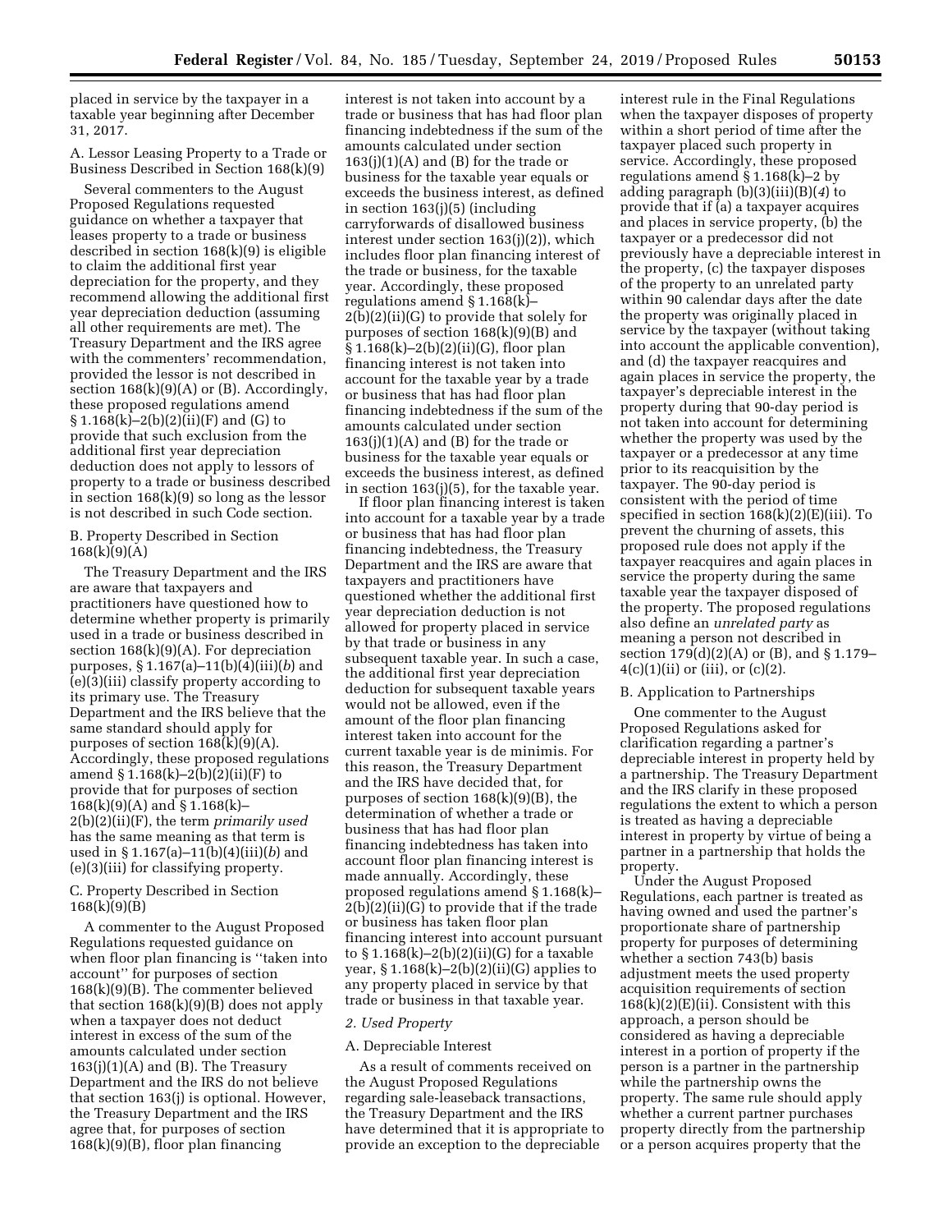placed in service by the taxpayer in a taxable year beginning after December 31, 2017.

A. Lessor Leasing Property to a Trade or Business Described in Section 168(k)(9)

Several commenters to the August Proposed Regulations requested guidance on whether a taxpayer that leases property to a trade or business described in section 168(k)(9) is eligible to claim the additional first year depreciation for the property, and they recommend allowing the additional first year depreciation deduction (assuming all other requirements are met). The Treasury Department and the IRS agree with the commenters' recommendation, provided the lessor is not described in section 168(k)(9)(A) or (B). Accordingly, these proposed regulations amend § 1.168(k)–2(b)(2)(ii)(F) and (G) to provide that such exclusion from the additional first year depreciation deduction does not apply to lessors of property to a trade or business described in section 168(k)(9) so long as the lessor is not described in such Code section.

B. Property Described in Section 168(k)(9)(A)

The Treasury Department and the IRS are aware that taxpayers and practitioners have questioned how to determine whether property is primarily used in a trade or business described in section 168(k)(9)(A). For depreciation purposes, § 1.167(a)–11(b)(4)(iii)(*b*) and (e)(3)(iii) classify property according to its primary use. The Treasury Department and the IRS believe that the same standard should apply for purposes of section 168(k)(9)(A). Accordingly, these proposed regulations amend § 1.168(k)–2(b)(2)(ii)(F) to provide that for purposes of section 168(k)(9)(A) and § 1.168(k)–2(b)(2)(ii)(F), the term *primarily used* has the same meaning as that term is used in § 1.167(a)–11(b)(4)(iii)(*b*) and (e)(3)(iii) for classifying property.

C. Property Described in Section 168(k)(9)(B)

A commenter to the August Proposed Regulations requested guidance on when floor plan financing is ''taken into account'' for purposes of section 168(k)(9)(B). The commenter believed that section 168(k)(9)(B) does not apply when a taxpayer does not deduct interest in excess of the sum of the amounts calculated under section 163(j)(1)(A) and (B). The Treasury Department and the IRS do not believe that section 163(j) is optional. However, the Treasury Department and the IRS agree that, for purposes of section 168(k)(9)(B), floor plan financing interest is not taken into account by a trade or business that has had floor plan financing indebtedness if the sum of the amounts calculated under section 163(j)(1)(A) and (B) for the trade or business for the taxable year equals or exceeds the business interest, as defined in section 163(j)(5) (including carryforwards of disallowed business interest under section 163(j)(2)), which includes floor plan financing interest of the trade or business, for the taxable year. Accordingly, these proposed regulations amend § 1.168(k)–2(b)(2)(ii)(G) to provide that solely for purposes of section 168(k)(9)(B) and § 1.168(k)–2(b)(2)(ii)(G), floor plan financing interest is not taken into account for the taxable year by a trade or business that has had floor plan financing indebtedness if the sum of the amounts calculated under section 163(j)(1)(A) and (B) for the trade or business for the taxable year equals or exceeds the business interest, as defined in section 163(j)(5), for the taxable year.

If floor plan financing interest is taken into account for a taxable year by a trade or business that has had floor plan financing indebtedness, the Treasury Department and the IRS are aware that taxpayers and practitioners have questioned whether the additional first year depreciation deduction is not allowed for property placed in service by that trade or business in any subsequent taxable year. In such a case, the additional first year depreciation deduction for subsequent taxable years would not be allowed, even if the amount of the floor plan financing interest taken into account for the current taxable year is de minimis. For this reason, the Treasury Department and the IRS have decided that, for purposes of section 168(k)(9)(B), the determination of whether a trade or business that has had floor plan financing indebtedness has taken into account floor plan financing interest is made annually. Accordingly, these proposed regulations amend § 1.168(k)–2(b)(2)(ii)(G) to provide that if the trade or business has taken floor plan financing interest into account pursuant to § 1.168(k)–2(b)(2)(ii)(G) for a taxable year, § 1.168(k)–2(b)(2)(ii)(G) applies to any property placed in service by that trade or business in that taxable year.

*2. Used Property*

A. Depreciable Interest

As a result of comments received on the August Proposed Regulations regarding sale-leaseback transactions, the Treasury Department and the IRS have determined that it is appropriate to provide an exception to the depreciable interest rule in the Final Regulations when the taxpayer disposes of property within a short period of time after the taxpayer placed such property in service. Accordingly, these proposed regulations amend § 1.168(k)–2 by adding paragraph (b)(3)(iii)(B)(*4*) to provide that if (a) a taxpayer acquires and places in service property, (b) the taxpayer or a predecessor did not previously have a depreciable interest in the property, (c) the taxpayer disposes of the property to an unrelated party within 90 calendar days after the date the property was originally placed in service by the taxpayer (without taking into account the applicable convention), and (d) the taxpayer reacquires and again places in service the property, the taxpayer's depreciable interest in the property during that 90-day period is not taken into account for determining whether the property was used by the taxpayer or a predecessor at any time prior to its reacquisition by the taxpayer. The 90-day period is consistent with the period of time specified in section 168(k)(2)(E)(iii). To prevent the churning of assets, this proposed rule does not apply if the taxpayer reacquires and again places in service the property during the same taxable year the taxpayer disposed of the property. The proposed regulations also define an *unrelated party* as meaning a person not described in section 179(d)(2)(A) or (B), and § 1.179–4(c)(1)(ii) or (iii), or (c)(2).

B. Application to Partnerships

One commenter to the August Proposed Regulations asked for clarification regarding a partner's depreciable interest in property held by a partnership. The Treasury Department and the IRS clarify in these proposed regulations the extent to which a person is treated as having a depreciable interest in property by virtue of being a partner in a partnership that holds the property.

Under the August Proposed Regulations, each partner is treated as having owned and used the partner's proportionate share of partnership property for purposes of determining whether a section 743(b) basis adjustment meets the used property acquisition requirements of section 168(k)(2)(E)(ii). Consistent with this approach, a person should be considered as having a depreciable interest in a portion of property if the person is a partner in the partnership while the partnership owns the property. The same rule should apply whether a current partner purchases property directly from the partnership or a person acquires property that the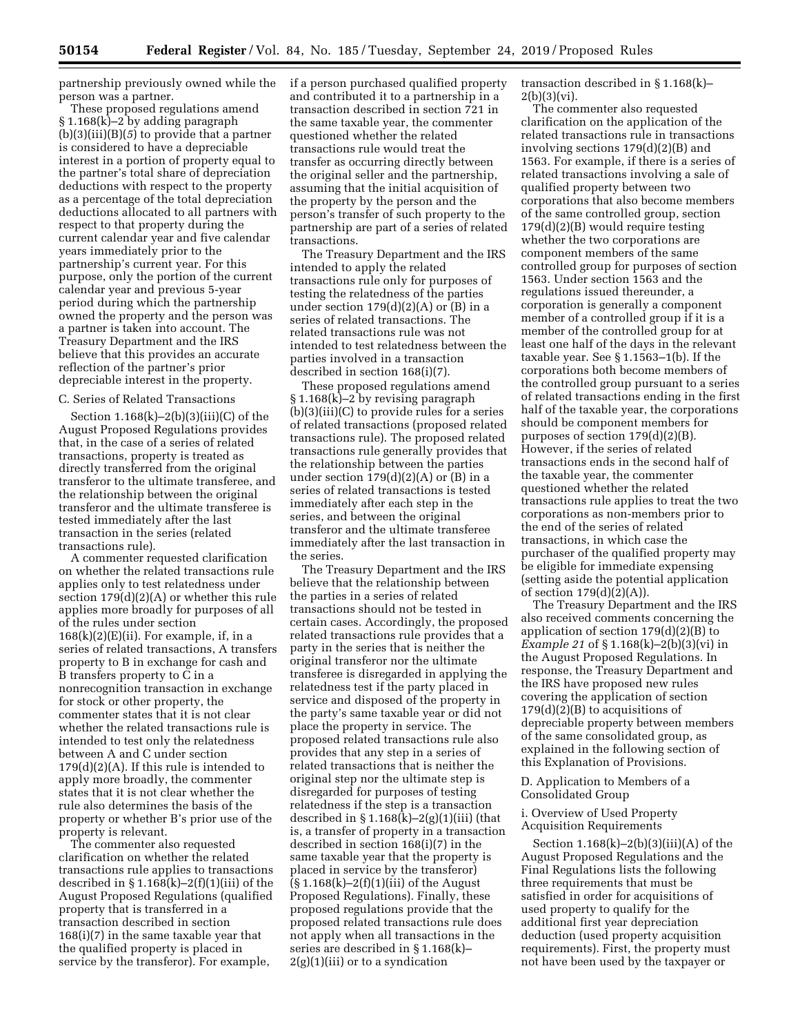partnership previously owned while the person was a partner.

These proposed regulations amend § 1.168(k)–2 by adding paragraph (b)(3)(iii)(B)(*5*) to provide that a partner is considered to have a depreciable interest in a portion of property equal to the partner's total share of depreciation deductions with respect to the property as a percentage of the total depreciation deductions allocated to all partners with respect to that property during the current calendar year and five calendar years immediately prior to the partnership's current year. For this purpose, only the portion of the current calendar year and previous 5-year period during which the partnership owned the property and the person was a partner is taken into account. The Treasury Department and the IRS believe that this provides an accurate reflection of the partner's prior depreciable interest in the property.

C. Series of Related Transactions

Section 1.168(k)–2(b)(3)(iii)(C) of the August Proposed Regulations provides that, in the case of a series of related transactions, property is treated as directly transferred from the original transferor to the ultimate transferee, and the relationship between the original transferor and the ultimate transferee is tested immediately after the last transaction in the series (related transactions rule).

A commenter requested clarification on whether the related transactions rule applies only to test relatedness under section 179(d)(2)(A) or whether this rule applies more broadly for purposes of all of the rules under section 168(k)(2)(E)(ii). For example, if, in a series of related transactions, A transfers property to B in exchange for cash and B transfers property to C in a nonrecognition transaction in exchange for stock or other property, the commenter states that it is not clear whether the related transactions rule is intended to test only the relatedness between A and C under section 179(d)(2)(A). If this rule is intended to apply more broadly, the commenter states that it is not clear whether the rule also determines the basis of the property or whether B's prior use of the property is relevant.

The commenter also requested clarification on whether the related transactions rule applies to transactions described in § 1.168(k)–2(f)(1)(iii) of the August Proposed Regulations (qualified property that is transferred in a transaction described in section 168(i)(7) in the same taxable year that the qualified property is placed in service by the transferor). For example, if a person purchased qualified property and contributed it to a partnership in a transaction described in section 721 in the same taxable year, the commenter questioned whether the related transactions rule would treat the transfer as occurring directly between the original seller and the partnership, assuming that the initial acquisition of the property by the person and the person's transfer of such property to the partnership are part of a series of related transactions.

The Treasury Department and the IRS intended to apply the related transactions rule only for purposes of testing the relatedness of the parties under section 179(d)(2)(A) or (B) in a series of related transactions. The related transactions rule was not intended to test relatedness between the parties involved in a transaction described in section 168(i)(7).

These proposed regulations amend § 1.168(k)–2 by revising paragraph (b)(3)(iii)(C) to provide rules for a series of related transactions (proposed related transactions rule). The proposed related transactions rule generally provides that the relationship between the parties under section 179(d)(2)(A) or (B) in a series of related transactions is tested immediately after each step in the series, and between the original transferor and the ultimate transferee immediately after the last transaction in the series.

The Treasury Department and the IRS believe that the relationship between the parties in a series of related transactions should not be tested in certain cases. Accordingly, the proposed related transactions rule provides that a party in the series that is neither the original transferor nor the ultimate transferee is disregarded in applying the relatedness test if the party placed in service and disposed of the property in the party's same taxable year or did not place the property in service. The proposed related transactions rule also provides that any step in a series of related transactions that is neither the original step nor the ultimate step is disregarded for purposes of testing relatedness if the step is a transaction described in § 1.168(k)–2(g)(1)(iii) (that is, a transfer of property in a transaction described in section 168(i)(7) in the same taxable year that the property is placed in service by the transferor) (§ 1.168(k)–2(f)(1)(iii) of the August Proposed Regulations). Finally, these proposed regulations provide that the proposed related transactions rule does not apply when all transactions in the series are described in § 1.168(k)–2(g)(1)(iii) or to a syndication transaction described in § 1.168(k)–2(b)(3)(vi).

The commenter also requested clarification on the application of the related transactions rule in transactions involving sections 179(d)(2)(B) and 1563. For example, if there is a series of related transactions involving a sale of qualified property between two corporations that also become members of the same controlled group, section 179(d)(2)(B) would require testing whether the two corporations are component members of the same controlled group for purposes of section 1563. Under section 1563 and the regulations issued thereunder, a corporation is generally a component member of a controlled group if it is a member of the controlled group for at least one half of the days in the relevant taxable year. See § 1.1563–1(b). If the corporations both become members of the controlled group pursuant to a series of related transactions ending in the first half of the taxable year, the corporations should be component members for purposes of section 179(d)(2)(B). However, if the series of related transactions ends in the second half of the taxable year, the commenter questioned whether the related transactions rule applies to treat the two corporations as non-members prior to the end of the series of related transactions, in which case the purchaser of the qualified property may be eligible for immediate expensing (setting aside the potential application of section 179(d)(2)(A)).

The Treasury Department and the IRS also received comments concerning the application of section 179(d)(2)(B) to *Example 21* of § 1.168(k)–2(b)(3)(vi) in the August Proposed Regulations. In response, the Treasury Department and the IRS have proposed new rules covering the application of section 179(d)(2)(B) to acquisitions of depreciable property between members of the same consolidated group, as explained in the following section of this Explanation of Provisions.

D. Application to Members of a Consolidated Group

i. Overview of Used Property Acquisition Requirements

Section 1.168(k)–2(b)(3)(iii)(A) of the August Proposed Regulations and the Final Regulations lists the following three requirements that must be satisfied in order for acquisitions of used property to qualify for the additional first year depreciation deduction (used property acquisition requirements). First, the property must not have been used by the taxpayer or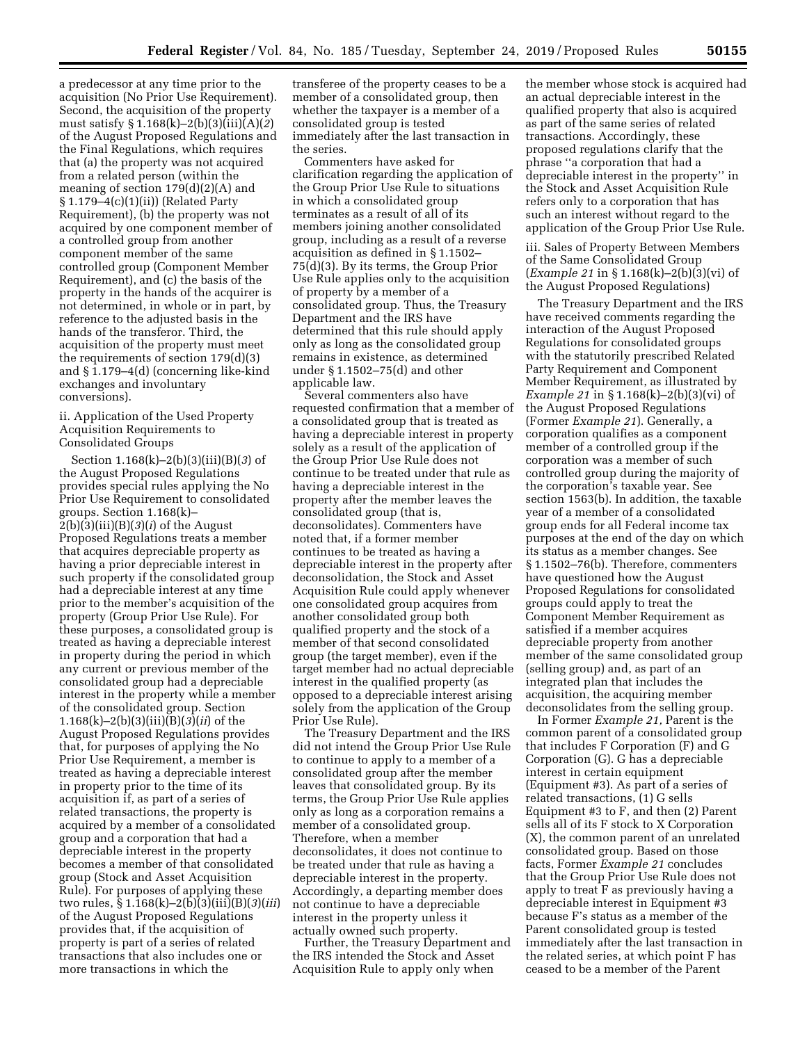a predecessor at any time prior to the acquisition (No Prior Use Requirement). Second, the acquisition of the property must satisfy § 1.168(k)–2(b)(3)(iii)(A)(*2*) of the August Proposed Regulations and the Final Regulations, which requires that (a) the property was not acquired from a related person (within the meaning of section 179(d)(2)(A) and § 1.179–4(c)(1)(ii)) (Related Party Requirement), (b) the property was not acquired by one component member of a controlled group from another component member of the same controlled group (Component Member Requirement), and (c) the basis of the property in the hands of the acquirer is not determined, in whole or in part, by reference to the adjusted basis in the hands of the transferor. Third, the acquisition of the property must meet the requirements of section 179(d)(3) and § 1.179–4(d) (concerning like-kind exchanges and involuntary conversions).

ii. Application of the Used Property Acquisition Requirements to Consolidated Groups

Section 1.168(k)–2(b)(3)(iii)(B)(*3*) of the August Proposed Regulations provides special rules applying the No Prior Use Requirement to consolidated groups. Section 1.168(k)–2(b)(3)(iii)(B)(*3*)(*i*) of the August Proposed Regulations treats a member that acquires depreciable property as having a prior depreciable interest in such property if the consolidated group had a depreciable interest at any time prior to the member's acquisition of the property (Group Prior Use Rule). For these purposes, a consolidated group is treated as having a depreciable interest in property during the period in which any current or previous member of the consolidated group had a depreciable interest in the property while a member of the consolidated group. Section 1.168(k)–2(b)(3)(iii)(B)(*3*)(*ii*) of the August Proposed Regulations provides that, for purposes of applying the No Prior Use Requirement, a member is treated as having a depreciable interest in property prior to the time of its acquisition if, as part of a series of related transactions, the property is acquired by a member of a consolidated group and a corporation that had a depreciable interest in the property becomes a member of that consolidated group (Stock and Asset Acquisition Rule). For purposes of applying these two rules, § 1.168(k)–2(b)(3)(iii)(B)(*3*)(*iii*) of the August Proposed Regulations provides that, if the acquisition of property is part of a series of related transactions that also includes one or more transactions in which the transferee of the property ceases to be a member of a consolidated group, then whether the taxpayer is a member of a consolidated group is tested immediately after the last transaction in the series.

Commenters have asked for clarification regarding the application of the Group Prior Use Rule to situations in which a consolidated group terminates as a result of all of its members joining another consolidated group, including as a result of a reverse acquisition as defined in § 1.1502–75(d)(3). By its terms, the Group Prior Use Rule applies only to the acquisition of property by a member of a consolidated group. Thus, the Treasury Department and the IRS have determined that this rule should apply only as long as the consolidated group remains in existence, as determined under § 1.1502–75(d) and other applicable law.

Several commenters also have requested confirmation that a member of a consolidated group that is treated as having a depreciable interest in property solely as a result of the application of the Group Prior Use Rule does not continue to be treated under that rule as having a depreciable interest in the property after the member leaves the consolidated group (that is, deconsolidates). Commenters have noted that, if a former member continues to be treated as having a depreciable interest in the property after deconsolidation, the Stock and Asset Acquisition Rule could apply whenever one consolidated group acquires from another consolidated group both qualified property and the stock of a member of that second consolidated group (the target member), even if the target member had no actual depreciable interest in the qualified property (as opposed to a depreciable interest arising solely from the application of the Group Prior Use Rule).

The Treasury Department and the IRS did not intend the Group Prior Use Rule to continue to apply to a member of a consolidated group after the member leaves that consolidated group. By its terms, the Group Prior Use Rule applies only as long as a corporation remains a member of a consolidated group. Therefore, when a member deconsolidates, it does not continue to be treated under that rule as having a depreciable interest in the property. Accordingly, a departing member does not continue to have a depreciable interest in the property unless it actually owned such property.

Further, the Treasury Department and the IRS intended the Stock and Asset Acquisition Rule to apply only when the member whose stock is acquired had an actual depreciable interest in the qualified property that also is acquired as part of the same series of related transactions. Accordingly, these proposed regulations clarify that the phrase "a corporation that had a depreciable interest in the property" in the Stock and Asset Acquisition Rule refers only to a corporation that has such an interest without regard to the application of the Group Prior Use Rule.

iii. Sales of Property Between Members of the Same Consolidated Group (*Example 21* in § 1.168(k)–2(b)(3)(vi) of the August Proposed Regulations)

The Treasury Department and the IRS have received comments regarding the interaction of the August Proposed Regulations for consolidated groups with the statutorily prescribed Related Party Requirement and Component Member Requirement, as illustrated by *Example 21* in § 1.168(k)–2(b)(3)(vi) of the August Proposed Regulations (Former *Example 21*). Generally, a corporation qualifies as a component member of a controlled group if the corporation was a member of such controlled group during the majority of the corporation's taxable year. See section 1563(b). In addition, the taxable year of a member of a consolidated group ends for all Federal income tax purposes at the end of the day on which its status as a member changes. See § 1.1502–76(b). Therefore, commenters have questioned how the August Proposed Regulations for consolidated groups could apply to treat the Component Member Requirement as satisfied if a member acquires depreciable property from another member of the same consolidated group (selling group) and, as part of an integrated plan that includes the acquisition, the acquiring member deconsolidates from the selling group.

In Former *Example 21,* Parent is the common parent of a consolidated group that includes F Corporation (F) and G Corporation (G). G has a depreciable interest in certain equipment (Equipment #3). As part of a series of related transactions, (1) G sells Equipment #3 to F, and then (2) Parent sells all of its F stock to X Corporation (X), the common parent of an unrelated consolidated group. Based on those facts, Former *Example 21* concludes that the Group Prior Use Rule does not apply to treat F as previously having a depreciable interest in Equipment #3 because F's status as a member of the Parent consolidated group is tested immediately after the last transaction in the related series, at which point F has ceased to be a member of the Parent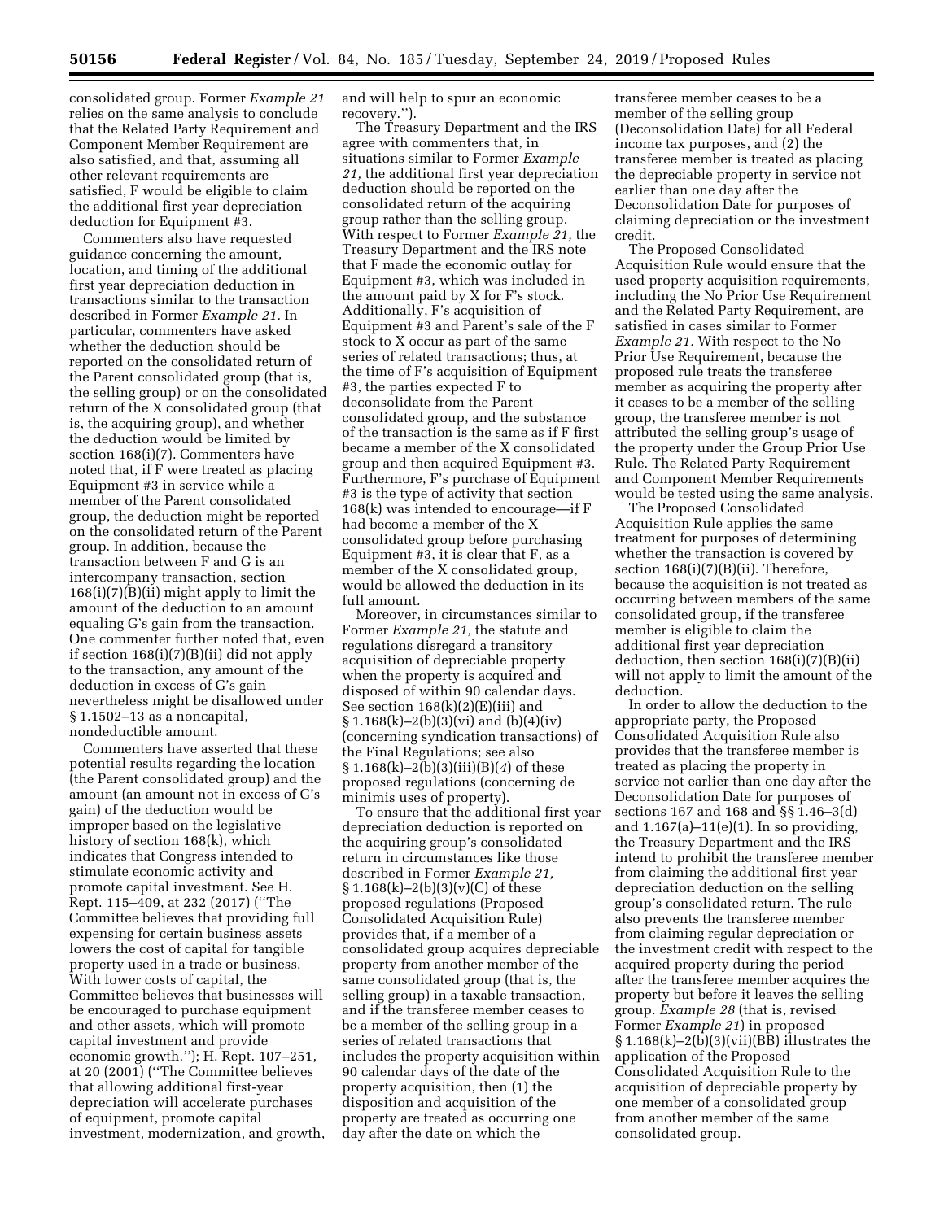consolidated group. Former *Example 21* relies on the same analysis to conclude that the Related Party Requirement and Component Member Requirement are also satisfied, and that, assuming all other relevant requirements are satisfied, F would be eligible to claim the additional first year depreciation deduction for Equipment #3.

Commenters also have requested guidance concerning the amount, location, and timing of the additional first year depreciation deduction in transactions similar to the transaction described in Former *Example 21.* In particular, commenters have asked whether the deduction should be reported on the consolidated return of the Parent consolidated group (that is, the selling group) or on the consolidated return of the X consolidated group (that is, the acquiring group), and whether the deduction would be limited by section 168(i)(7). Commenters have noted that, if F were treated as placing Equipment #3 in service while a member of the Parent consolidated group, the deduction might be reported on the consolidated return of the Parent group. In addition, because the transaction between F and G is an intercompany transaction, section 168(i)(7)(B)(ii) might apply to limit the amount of the deduction to an amount equaling G's gain from the transaction. One commenter further noted that, even if section 168(i)(7)(B)(ii) did not apply to the transaction, any amount of the deduction in excess of G's gain nevertheless might be disallowed under § 1.1502–13 as a noncapital, nondeductible amount.

Commenters have asserted that these potential results regarding the location (the Parent consolidated group) and the amount (an amount not in excess of G's gain) of the deduction would be improper based on the legislative history of section 168(k), which indicates that Congress intended to stimulate economic activity and promote capital investment. See H. Rept. 115–409, at 232 (2017) (''The Committee believes that providing full expensing for certain business assets lowers the cost of capital for tangible property used in a trade or business. With lower costs of capital, the Committee believes that businesses will be encouraged to purchase equipment and other assets, which will promote capital investment and provide economic growth.''); H. Rept. 107–251, at 20 (2001) (''The Committee believes that allowing additional first-year depreciation will accelerate purchases of equipment, promote capital investment, modernization, and growth, and will help to spur an economic recovery.'').

The Treasury Department and the IRS agree with commenters that, in situations similar to Former *Example 21,* the additional first year depreciation deduction should be reported on the consolidated return of the acquiring group rather than the selling group. With respect to Former *Example 21,* the Treasury Department and the IRS note that F made the economic outlay for Equipment #3, which was included in the amount paid by X for F's stock. Additionally, F's acquisition of Equipment #3 and Parent's sale of the F stock to X occur as part of the same series of related transactions; thus, at the time of F's acquisition of Equipment #3, the parties expected F to deconsolidate from the Parent consolidated group, and the substance of the transaction is the same as if F first became a member of the X consolidated group and then acquired Equipment #3. Furthermore, F's purchase of Equipment #3 is the type of activity that section 168(k) was intended to encourage—if F had become a member of the X consolidated group before purchasing Equipment #3, it is clear that F, as a member of the X consolidated group, would be allowed the deduction in its full amount.

Moreover, in circumstances similar to Former *Example 21,* the statute and regulations disregard a transitory acquisition of depreciable property when the property is acquired and disposed of within 90 calendar days. See section 168(k)(2)(E)(iii) and § 1.168(k)–2(b)(3)(vi) and (b)(4)(iv) (concerning syndication transactions) of the Final Regulations; see also § 1.168(k)–2(b)(3)(iii)(B)(*4*) of these proposed regulations (concerning de minimis uses of property).

To ensure that the additional first year depreciation deduction is reported on the acquiring group's consolidated return in circumstances like those described in Former *Example 21,* § 1.168(k)–2(b)(3)(v)(C) of these proposed regulations (Proposed Consolidated Acquisition Rule) provides that, if a member of a consolidated group acquires depreciable property from another member of the same consolidated group (that is, the selling group) in a taxable transaction, and if the transferee member ceases to be a member of the selling group in a series of related transactions that includes the property acquisition within 90 calendar days of the date of the property acquisition, then (1) the disposition and acquisition of the property are treated as occurring one day after the date on which the transferee member ceases to be a member of the selling group (Deconsolidation Date) for all Federal income tax purposes, and (2) the transferee member is treated as placing the depreciable property in service not earlier than one day after the Deconsolidation Date for purposes of claiming depreciation or the investment credit.

The Proposed Consolidated Acquisition Rule would ensure that the used property acquisition requirements, including the No Prior Use Requirement and the Related Party Requirement, are satisfied in cases similar to Former *Example 21.* With respect to the No Prior Use Requirement, because the proposed rule treats the transferee member as acquiring the property after it ceases to be a member of the selling group, the transferee member is not attributed the selling group's usage of the property under the Group Prior Use Rule. The Related Party Requirement and Component Member Requirements would be tested using the same analysis.

The Proposed Consolidated Acquisition Rule applies the same treatment for purposes of determining whether the transaction is covered by section 168(i)(7)(B)(ii). Therefore, because the acquisition is not treated as occurring between members of the same consolidated group, if the transferee member is eligible to claim the additional first year depreciation deduction, then section 168(i)(7)(B)(ii) will not apply to limit the amount of the deduction.

In order to allow the deduction to the appropriate party, the Proposed Consolidated Acquisition Rule also provides that the transferee member is treated as placing the property in service not earlier than one day after the Deconsolidation Date for purposes of sections 167 and 168 and §§ 1.46–3(d) and 1.167(a)–11(e)(1). In so providing, the Treasury Department and the IRS intend to prohibit the transferee member from claiming the additional first year depreciation deduction on the selling group's consolidated return. The rule also prevents the transferee member from claiming regular depreciation or the investment credit with respect to the acquired property during the period after the transferee member acquires the property but before it leaves the selling group. *Example 28* (that is, revised Former *Example 21*) in proposed § 1.168(k)–2(b)(3)(vii)(BB) illustrates the application of the Proposed Consolidated Acquisition Rule to the acquisition of depreciable property by one member of a consolidated group from another member of the same consolidated group.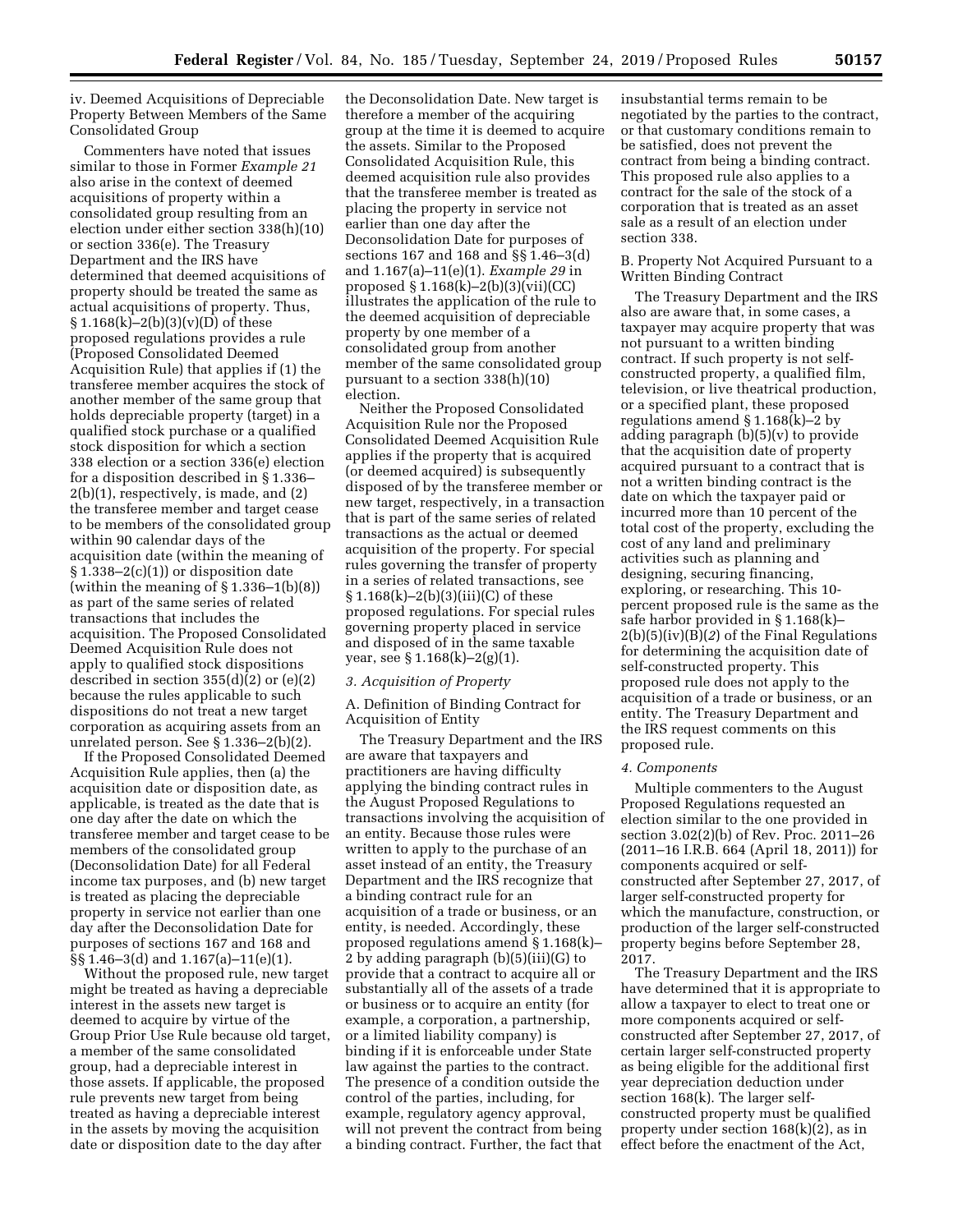iv. Deemed Acquisitions of Depreciable Property Between Members of the Same Consolidated Group

Commenters have noted that issues similar to those in Former *Example 21* also arise in the context of deemed acquisitions of property within a consolidated group resulting from an election under either section 338(h)(10) or section 336(e). The Treasury Department and the IRS have determined that deemed acquisitions of property should be treated the same as actual acquisitions of property. Thus, § 1.168(k)–2(b)(3)(v)(D) of these proposed regulations provides a rule (Proposed Consolidated Deemed Acquisition Rule) that applies if (1) the transferee member acquires the stock of another member of the same group that holds depreciable property (target) in a qualified stock purchase or a qualified stock disposition for which a section 338 election or a section 336(e) election for a disposition described in § 1.336–2(b)(1), respectively, is made, and (2) the transferee member and target cease to be members of the consolidated group within 90 calendar days of the acquisition date (within the meaning of § 1.338–2(c)(1)) or disposition date (within the meaning of § 1.336–1(b)(8)) as part of the same series of related transactions that includes the acquisition. The Proposed Consolidated Deemed Acquisition Rule does not apply to qualified stock dispositions described in section 355(d)(2) or (e)(2) because the rules applicable to such dispositions do not treat a new target corporation as acquiring assets from an unrelated person. See § 1.336–2(b)(2).

If the Proposed Consolidated Deemed Acquisition Rule applies, then (a) the acquisition date or disposition date, as applicable, is treated as the date that is one day after the date on which the transferee member and target cease to be members of the consolidated group (Deconsolidation Date) for all Federal income tax purposes, and (b) new target is treated as placing the depreciable property in service not earlier than one day after the Deconsolidation Date for purposes of sections 167 and 168 and §§ 1.46–3(d) and 1.167(a)–11(e)(1).

Without the proposed rule, new target might be treated as having a depreciable interest in the assets new target is deemed to acquire by virtue of the Group Prior Use Rule because old target, a member of the same consolidated group, had a depreciable interest in those assets. If applicable, the proposed rule prevents new target from being treated as having a depreciable interest in the assets by moving the acquisition date or disposition date to the day after the Deconsolidation Date. New target is therefore a member of the acquiring group at the time it is deemed to acquire the assets. Similar to the Proposed Consolidated Acquisition Rule, this deemed acquisition rule also provides that the transferee member is treated as placing the property in service not earlier than one day after the Deconsolidation Date for purposes of sections 167 and 168 and §§ 1.46–3(d) and 1.167(a)–11(e)(1). *Example 29* in proposed § 1.168(k)–2(b)(3)(vii)(CC) illustrates the application of the rule to the deemed acquisition of depreciable property by one member of a consolidated group from another member of the same consolidated group pursuant to a section 338(h)(10) election.

Neither the Proposed Consolidated Acquisition Rule nor the Proposed Consolidated Deemed Acquisition Rule applies if the property that is acquired (or deemed acquired) is subsequently disposed of by the transferee member or new target, respectively, in a transaction that is part of the same series of related transactions as the actual or deemed acquisition of the property. For special rules governing the transfer of property in a series of related transactions, see § 1.168(k)–2(b)(3)(iii)(C) of these proposed regulations. For special rules governing property placed in service and disposed of in the same taxable year, see § 1.168(k)–2(g)(1).

*3. Acquisition of Property*

A. Definition of Binding Contract for Acquisition of Entity

The Treasury Department and the IRS are aware that taxpayers and practitioners are having difficulty applying the binding contract rules in the August Proposed Regulations to transactions involving the acquisition of an entity. Because those rules were written to apply to the purchase of an asset instead of an entity, the Treasury Department and the IRS recognize that a binding contract rule for an acquisition of a trade or business, or an entity, is needed. Accordingly, these proposed regulations amend § 1.168(k)–2 by adding paragraph (b)(5)(iii)(G) to provide that a contract to acquire all or substantially all of the assets of a trade or business or to acquire an entity (for example, a corporation, a partnership, or a limited liability company) is binding if it is enforceable under State law against the parties to the contract. The presence of a condition outside the control of the parties, including, for example, regulatory agency approval, will not prevent the contract from being a binding contract. Further, the fact that insubstantial terms remain to be negotiated by the parties to the contract, or that customary conditions remain to be satisfied, does not prevent the contract from being a binding contract. This proposed rule also applies to a contract for the sale of the stock of a corporation that is treated as an asset sale as a result of an election under section 338.

B. Property Not Acquired Pursuant to a Written Binding Contract

The Treasury Department and the IRS also are aware that, in some cases, a taxpayer may acquire property that was not pursuant to a written binding contract. If such property is not self-constructed property, a qualified film, television, or live theatrical production, or a specified plant, these proposed regulations amend § 1.168(k)–2 by adding paragraph (b)(5)(v) to provide that the acquisition date of property acquired pursuant to a contract that is not a written binding contract is the date on which the taxpayer paid or incurred more than 10 percent of the total cost of the property, excluding the cost of any land and preliminary activities such as planning and designing, securing financing, exploring, or researching. This 10-percent proposed rule is the same as the safe harbor provided in § 1.168(k)–2(b)(5)(iv)(B)(*2*) of the Final Regulations for determining the acquisition date of self-constructed property. This proposed rule does not apply to the acquisition of a trade or business, or an entity. The Treasury Department and the IRS request comments on this proposed rule.

*4. Components*

Multiple commenters to the August Proposed Regulations requested an election similar to the one provided in section 3.02(2)(b) of Rev. Proc. 2011–26 (2011–16 I.R.B. 664 (April 18, 2011)) for components acquired or self-constructed after September 27, 2017, of larger self-constructed property for which the manufacture, construction, or production of the larger self-constructed property begins before September 28, 2017.

The Treasury Department and the IRS have determined that it is appropriate to allow a taxpayer to elect to treat one or more components acquired or self-constructed after September 27, 2017, of certain larger self-constructed property as being eligible for the additional first year depreciation deduction under section 168(k). The larger self-constructed property must be qualified property under section 168(k)(2), as in effect before the enactment of the Act,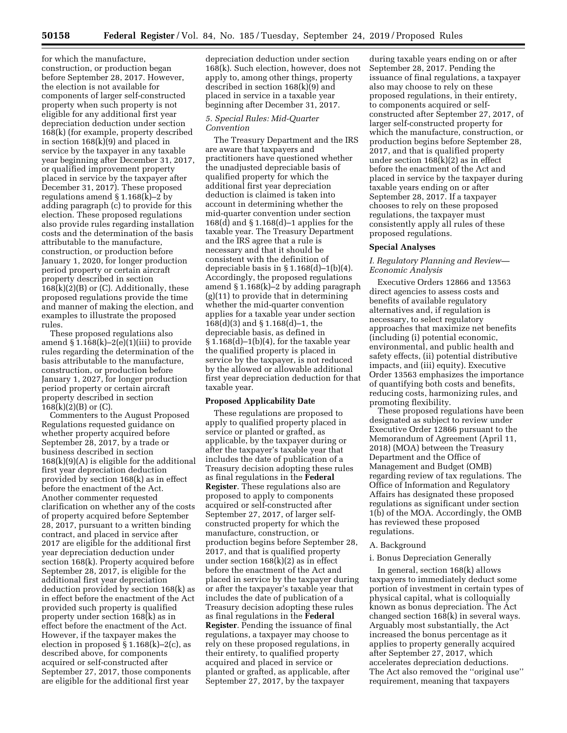for which the manufacture, construction, or production began before September 28, 2017. However, the election is not available for components of larger self-constructed property when such property is not eligible for any additional first year depreciation deduction under section 168(k) (for example, property described in section 168(k)(9) and placed in service by the taxpayer in any taxable year beginning after December 31, 2017, or qualified improvement property placed in service by the taxpayer after December 31, 2017). These proposed regulations amend § 1.168(k)–2 by adding paragraph (c) to provide for this election. These proposed regulations also provide rules regarding installation costs and the determination of the basis attributable to the manufacture, construction, or production before January 1, 2020, for longer production period property or certain aircraft property described in section 168(k)(2)(B) or (C). Additionally, these proposed regulations provide the time and manner of making the election, and examples to illustrate the proposed rules.

These proposed regulations also amend § 1.168(k)–2(e)(1)(iii) to provide rules regarding the determination of the basis attributable to the manufacture, construction, or production before January 1, 2027, for longer production period property or certain aircraft property described in section 168(k)(2)(B) or (C).

Commenters to the August Proposed Regulations requested guidance on whether property acquired before September 28, 2017, by a trade or business described in section 168(k)(9)(A) is eligible for the additional first year depreciation deduction provided by section 168(k) as in effect before the enactment of the Act. Another commenter requested clarification on whether any of the costs of property acquired before September 28, 2017, pursuant to a written binding contract, and placed in service after 2017 are eligible for the additional first year depreciation deduction under section 168(k). Property acquired before September 28, 2017, is eligible for the additional first year depreciation deduction provided by section 168(k) as in effect before the enactment of the Act provided such property is qualified property under section 168(k) as in effect before the enactment of the Act. However, if the taxpayer makes the election in proposed § 1.168(k)–2(c), as described above, for components acquired or self-constructed after September 27, 2017, those components are eligible for the additional first year depreciation deduction under section 168(k). Such election, however, does not apply to, among other things, property described in section 168(k)(9) and placed in service in a taxable year beginning after December 31, 2017.

*5. Special Rules: Mid-Quarter Convention*

The Treasury Department and the IRS are aware that taxpayers and practitioners have questioned whether the unadjusted depreciable basis of qualified property for which the additional first year depreciation deduction is claimed is taken into account in determining whether the mid-quarter convention under section 168(d) and § 1.168(d)–1 applies for the taxable year. The Treasury Department and the IRS agree that a rule is necessary and that it should be consistent with the definition of depreciable basis in § 1.168(d)–1(b)(4). Accordingly, the proposed regulations amend § 1.168(k)–2 by adding paragraph (g)(11) to provide that in determining whether the mid-quarter convention applies for a taxable year under section 168(d)(3) and § 1.168(d)–1, the depreciable basis, as defined in § 1.168(d)–1(b)(4), for the taxable year the qualified property is placed in service by the taxpayer, is not reduced by the allowed or allowable additional first year depreciation deduction for that taxable year.

**Proposed Applicability Date**

These regulations are proposed to apply to qualified property placed in service or planted or grafted, as applicable, by the taxpayer during or after the taxpayer's taxable year that includes the date of publication of a Treasury decision adopting these rules as final regulations in the **Federal Register**. These regulations also are proposed to apply to components acquired or self-constructed after September 27, 2017, of larger self-constructed property for which the manufacture, construction, or production begins before September 28, 2017, and that is qualified property under section 168(k)(2) as in effect before the enactment of the Act and placed in service by the taxpayer during or after the taxpayer's taxable year that includes the date of publication of a Treasury decision adopting these rules as final regulations in the **Federal Register**. Pending the issuance of final regulations, a taxpayer may choose to rely on these proposed regulations, in their entirety, to qualified property acquired and placed in service or planted or grafted, as applicable, after September 27, 2017, by the taxpayer during taxable years ending on or after September 28, 2017. Pending the issuance of final regulations, a taxpayer also may choose to rely on these proposed regulations, in their entirety, to components acquired or self-constructed after September 27, 2017, of larger self-constructed property for which the manufacture, construction, or production begins before September 28, 2017, and that is qualified property under section 168(k)(2) as in effect before the enactment of the Act and placed in service by the taxpayer during taxable years ending on or after September 28, 2017. If a taxpayer chooses to rely on these proposed regulations, the taxpayer must consistently apply all rules of these proposed regulations.

**Special Analyses**

*I. Regulatory Planning and Review—Economic Analysis*

Executive Orders 12866 and 13563 direct agencies to assess costs and benefits of available regulatory alternatives and, if regulation is necessary, to select regulatory approaches that maximize net benefits (including (i) potential economic, environmental, and public health and safety effects, (ii) potential distributive impacts, and (iii) equity). Executive Order 13563 emphasizes the importance of quantifying both costs and benefits, reducing costs, harmonizing rules, and promoting flexibility.

These proposed regulations have been designated as subject to review under Executive Order 12866 pursuant to the Memorandum of Agreement (April 11, 2018) (MOA) between the Treasury Department and the Office of Management and Budget (OMB) regarding review of tax regulations. The Office of Information and Regulatory Affairs has designated these proposed regulations as significant under section 1(b) of the MOA. Accordingly, the OMB has reviewed these proposed regulations.

A. Background

i. Bonus Depreciation Generally

In general, section 168(k) allows taxpayers to immediately deduct some portion of investment in certain types of physical capital, what is colloquially known as bonus depreciation. The Act changed section 168(k) in several ways. Arguably most substantially, the Act increased the bonus percentage as it applies to property generally acquired after September 27, 2017, which accelerates depreciation deductions. The Act also removed the ''original use'' requirement, meaning that taxpayers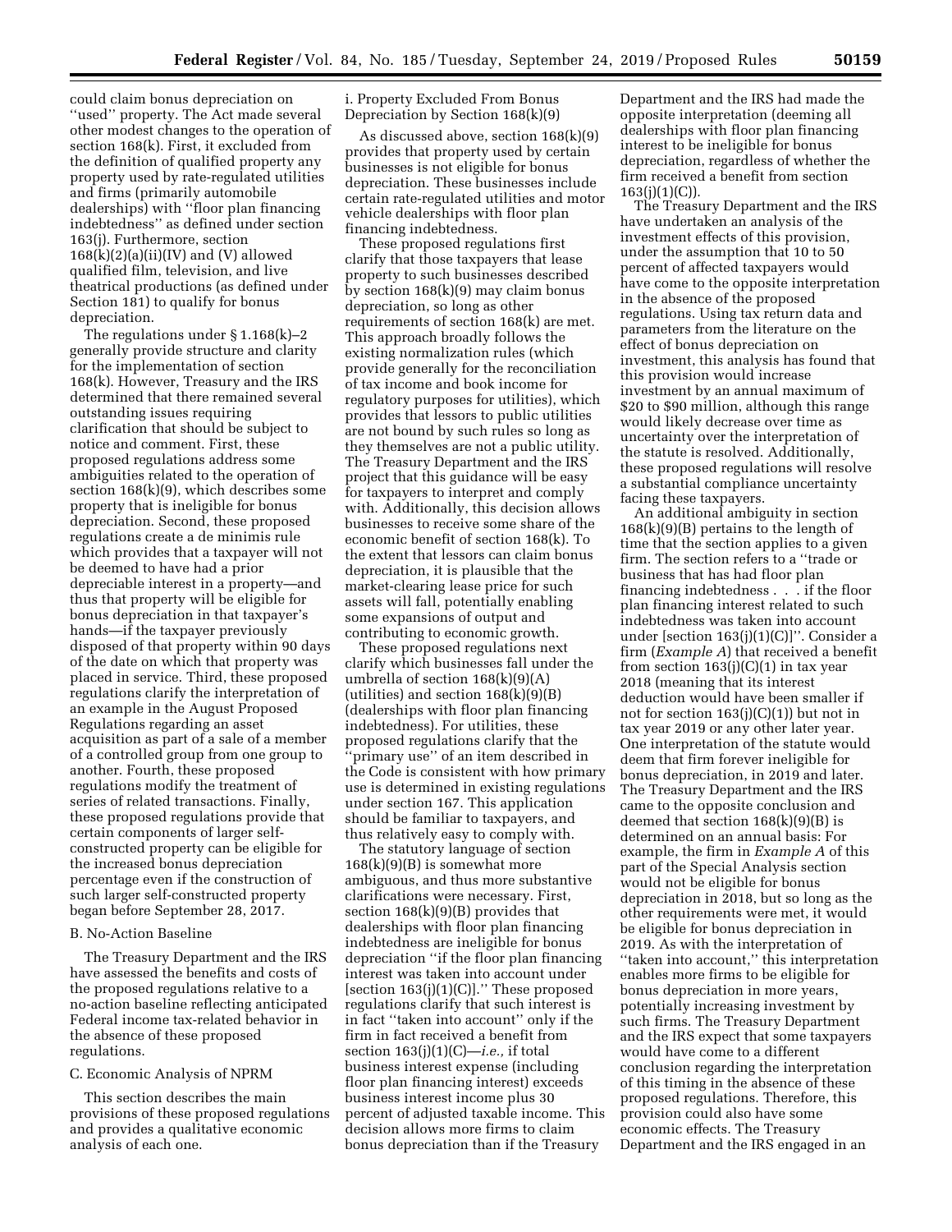could claim bonus depreciation on ''used'' property. The Act made several other modest changes to the operation of section 168(k). First, it excluded from the definition of qualified property any property used by rate-regulated utilities and firms (primarily automobile dealerships) with ''floor plan financing indebtedness'' as defined under section 163(j). Furthermore, section 168(k)(2)(a)(ii)(IV) and (V) allowed qualified film, television, and live theatrical productions (as defined under Section 181) to qualify for bonus depreciation.

The regulations under § 1.168(k)–2 generally provide structure and clarity for the implementation of section 168(k). However, Treasury and the IRS determined that there remained several outstanding issues requiring clarification that should be subject to notice and comment. First, these proposed regulations address some ambiguities related to the operation of section 168(k)(9), which describes some property that is ineligible for bonus depreciation. Second, these proposed regulations create a de minimis rule which provides that a taxpayer will not be deemed to have had a prior depreciable interest in a property—and thus that property will be eligible for bonus depreciation in that taxpayer's hands—if the taxpayer previously disposed of that property within 90 days of the date on which that property was placed in service. Third, these proposed regulations clarify the interpretation of an example in the August Proposed Regulations regarding an asset acquisition as part of a sale of a member of a controlled group from one group to another. Fourth, these proposed regulations modify the treatment of series of related transactions. Finally, these proposed regulations provide that certain components of larger self-constructed property can be eligible for the increased bonus depreciation percentage even if the construction of such larger self-constructed property began before September 28, 2017.

### B. No-Action Baseline

The Treasury Department and the IRS have assessed the benefits and costs of the proposed regulations relative to a no-action baseline reflecting anticipated Federal income tax-related behavior in the absence of these proposed regulations.

### C. Economic Analysis of NPRM

This section describes the main provisions of these proposed regulations and provides a qualitative economic analysis of each one.

#### i. Property Excluded From Bonus Depreciation by Section 168(k)(9)

As discussed above, section 168(k)(9) provides that property used by certain businesses is not eligible for bonus depreciation. These businesses include certain rate-regulated utilities and motor vehicle dealerships with floor plan financing indebtedness.

These proposed regulations first clarify that those taxpayers that lease property to such businesses described by section 168(k)(9) may claim bonus depreciation, so long as other requirements of section 168(k) are met. This approach broadly follows the existing normalization rules (which provide generally for the reconciliation of tax income and book income for regulatory purposes for utilities), which provides that lessors to public utilities are not bound by such rules so long as they themselves are not a public utility. The Treasury Department and the IRS project that this guidance will be easy for taxpayers to interpret and comply with. Additionally, this decision allows businesses to receive some share of the economic benefit of section 168(k). To the extent that lessors can claim bonus depreciation, it is plausible that the market-clearing lease price for such assets will fall, potentially enabling some expansions of output and contributing to economic growth.

These proposed regulations next clarify which businesses fall under the umbrella of section 168(k)(9)(A) (utilities) and section 168(k)(9)(B) (dealerships with floor plan financing indebtedness). For utilities, these proposed regulations clarify that the ''primary use'' of an item described in the Code is consistent with how primary use is determined in existing regulations under section 167. This application should be familiar to taxpayers, and thus relatively easy to comply with.

The statutory language of section 168(k)(9)(B) is somewhat more ambiguous, and thus more substantive clarifications were necessary. First, section 168(k)(9)(B) provides that dealerships with floor plan financing indebtedness are ineligible for bonus depreciation ''if the floor plan financing interest was taken into account under [section 163(j)(1)(C)].'' These proposed regulations clarify that such interest is in fact ''taken into account'' only if the firm in fact received a benefit from section 163(j)(1)(C)—*i.e.,* if total business interest expense (including floor plan financing interest) exceeds business interest income plus 30 percent of adjusted taxable income. This decision allows more firms to claim bonus depreciation than if the Treasury Department and the IRS had made the opposite interpretation (deeming all dealerships with floor plan financing interest to be ineligible for bonus depreciation, regardless of whether the firm received a benefit from section 163(j)(1)(C)).

The Treasury Department and the IRS have undertaken an analysis of the investment effects of this provision, under the assumption that 10 to 50 percent of affected taxpayers would have come to the opposite interpretation in the absence of the proposed regulations. Using tax return data and parameters from the literature on the effect of bonus depreciation on investment, this analysis has found that this provision would increase investment by an annual maximum of $20 to $90 million, although this range would likely decrease over time as uncertainty over the interpretation of the statute is resolved. Additionally, these proposed regulations will resolve a substantial compliance uncertainty facing these taxpayers.

An additional ambiguity in section 168(k)(9)(B) pertains to the length of time that the section applies to a given firm. The section refers to a ''trade or business that has had floor plan financing indebtedness . . . if the floor plan financing interest related to such indebtedness was taken into account under [section 163(j)(1)(C)]''. Consider a firm (*Example A*) that received a benefit from section 163(j)(C)(1) in tax year 2018 (meaning that its interest deduction would have been smaller if not for section 163(j)(C)(1)) but not in tax year 2019 or any other later year. One interpretation of the statute would deem that firm forever ineligible for bonus depreciation, in 2019 and later. The Treasury Department and the IRS came to the opposite conclusion and deemed that section 168(k)(9)(B) is determined on an annual basis: For example, the firm in *Example A* of this part of the Special Analysis section would not be eligible for bonus depreciation in 2018, but so long as the other requirements were met, it would be eligible for bonus depreciation in 2019. As with the interpretation of ''taken into account,'' this interpretation enables more firms to be eligible for bonus depreciation in more years, potentially increasing investment by such firms. The Treasury Department and the IRS expect that some taxpayers would have come to a different conclusion regarding the interpretation of this timing in the absence of these proposed regulations. Therefore, this provision could also have some economic effects. The Treasury Department and the IRS engaged in an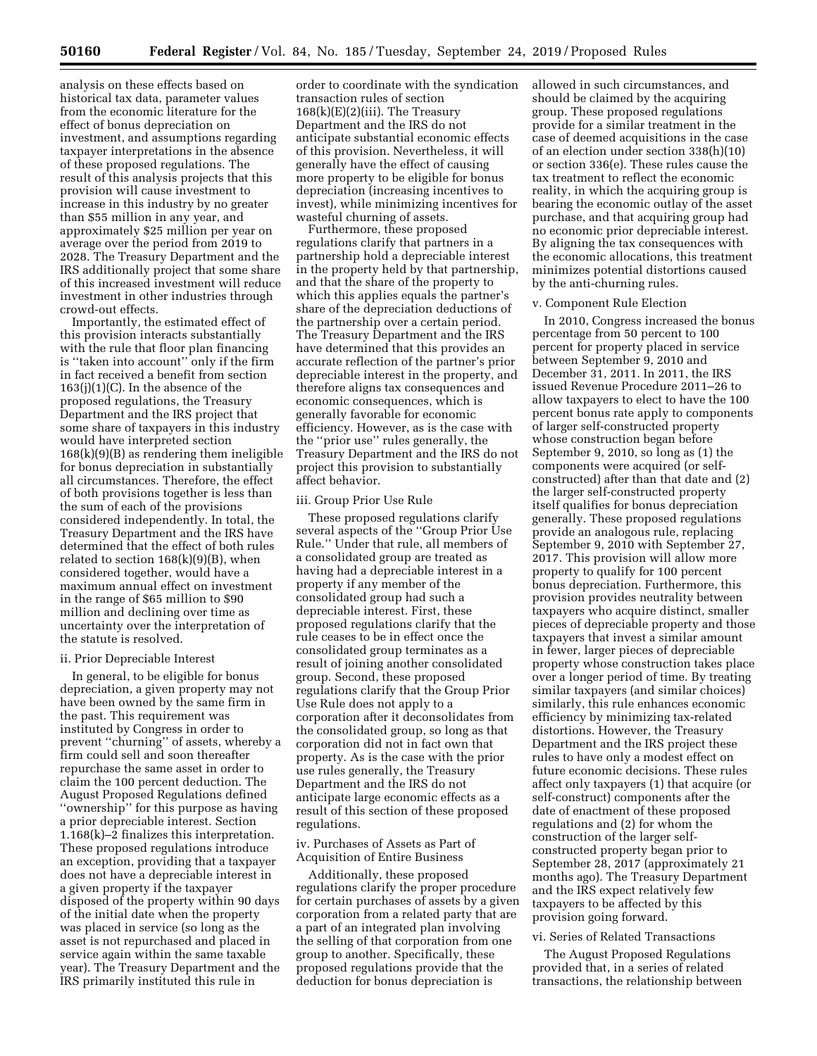analysis on these effects based on historical tax data, parameter values from the economic literature for the effect of bonus depreciation on investment, and assumptions regarding taxpayer interpretations in the absence of these proposed regulations. The result of this analysis projects that this provision will cause investment to increase in this industry by no greater than $55 million in any year, and approximately $25 million per year on average over the period from 2019 to 2028. The Treasury Department and the IRS additionally project that some share of this increased investment will reduce investment in other industries through crowd-out effects.

Importantly, the estimated effect of this provision interacts substantially with the rule that floor plan financing is ''taken into account'' only if the firm in fact received a benefit from section 163(j)(1)(C). In the absence of the proposed regulations, the Treasury Department and the IRS project that some share of taxpayers in this industry would have interpreted section 168(k)(9)(B) as rendering them ineligible for bonus depreciation in substantially all circumstances. Therefore, the effect of both provisions together is less than the sum of each of the provisions considered independently. In total, the Treasury Department and the IRS have determined that the effect of both rules related to section 168(k)(9)(B), when considered together, would have a maximum annual effect on investment in the range of $65 million to $90 million and declining over time as uncertainty over the interpretation of the statute is resolved.

ii. Prior Depreciable Interest

In general, to be eligible for bonus depreciation, a given property may not have been owned by the same firm in the past. This requirement was instituted by Congress in order to prevent ''churning'' of assets, whereby a firm could sell and soon thereafter repurchase the same asset in order to claim the 100 percent deduction. The August Proposed Regulations defined ''ownership'' for this purpose as having a prior depreciable interest. Section 1.168(k)–2 finalizes this interpretation. These proposed regulations introduce an exception, providing that a taxpayer does not have a depreciable interest in a given property if the taxpayer disposed of the property within 90 days of the initial date when the property was placed in service (so long as the asset is not repurchased and placed in service again within the same taxable year). The Treasury Department and the IRS primarily instituted this rule in order to coordinate with the syndication transaction rules of section 168(k)(E)(2)(iii). The Treasury Department and the IRS do not anticipate substantial economic effects of this provision. Nevertheless, it will generally have the effect of causing more property to be eligible for bonus depreciation (increasing incentives to invest), while minimizing incentives for wasteful churning of assets.

Furthermore, these proposed regulations clarify that partners in a partnership hold a depreciable interest in the property held by that partnership, and that the share of the property to which this applies equals the partner's share of the depreciation deductions of the partnership over a certain period. The Treasury Department and the IRS have determined that this provides an accurate reflection of the partner's prior depreciable interest in the property, and therefore aligns tax consequences and economic consequences, which is generally favorable for economic efficiency. However, as is the case with the ''prior use'' rules generally, the Treasury Department and the IRS do not project this provision to substantially affect behavior.

iii. Group Prior Use Rule

These proposed regulations clarify several aspects of the ''Group Prior Use Rule.'' Under that rule, all members of a consolidated group are treated as having had a depreciable interest in a property if any member of the consolidated group had such a depreciable interest. First, these proposed regulations clarify that the rule ceases to be in effect once the consolidated group terminates as a result of joining another consolidated group. Second, these proposed regulations clarify that the Group Prior Use Rule does not apply to a corporation after it deconsolidates from the consolidated group, so long as that corporation did not in fact own that property. As is the case with the prior use rules generally, the Treasury Department and the IRS do not anticipate large economic effects as a result of this section of these proposed regulations.

iv. Purchases of Assets as Part of Acquisition of Entire Business

Additionally, these proposed regulations clarify the proper procedure for certain purchases of assets by a given corporation from a related party that are a part of an integrated plan involving the selling of that corporation from one group to another. Specifically, these proposed regulations provide that the deduction for bonus depreciation is allowed in such circumstances, and should be claimed by the acquiring group. These proposed regulations provide for a similar treatment in the case of deemed acquisitions in the case of an election under section 338(h)(10) or section 336(e). These rules cause the tax treatment to reflect the economic reality, in which the acquiring group is bearing the economic outlay of the asset purchase, and that acquiring group had no economic prior depreciable interest. By aligning the tax consequences with the economic allocations, this treatment minimizes potential distortions caused by the anti-churning rules.

v. Component Rule Election

In 2010, Congress increased the bonus percentage from 50 percent to 100 percent for property placed in service between September 9, 2010 and December 31, 2011. In 2011, the IRS issued Revenue Procedure 2011–26 to allow taxpayers to elect to have the 100 percent bonus rate apply to components of larger self-constructed property whose construction began before September 9, 2010, so long as (1) the components were acquired (or self-constructed) after than that date and (2) the larger self-constructed property itself qualifies for bonus depreciation generally. These proposed regulations provide an analogous rule, replacing September 9, 2010 with September 27, 2017. This provision will allow more property to qualify for 100 percent bonus depreciation. Furthermore, this provision provides neutrality between taxpayers who acquire distinct, smaller pieces of depreciable property and those taxpayers that invest a similar amount in fewer, larger pieces of depreciable property whose construction takes place over a longer period of time. By treating similar taxpayers (and similar choices) similarly, this rule enhances economic efficiency by minimizing tax-related distortions. However, the Treasury Department and the IRS project these rules to have only a modest effect on future economic decisions. These rules affect only taxpayers (1) that acquire (or self-construct) components after the date of enactment of these proposed regulations and (2) for whom the construction of the larger self-constructed property began prior to September 28, 2017 (approximately 21 months ago). The Treasury Department and the IRS expect relatively few taxpayers to be affected by this provision going forward.

vi. Series of Related Transactions

The August Proposed Regulations provided that, in a series of related transactions, the relationship between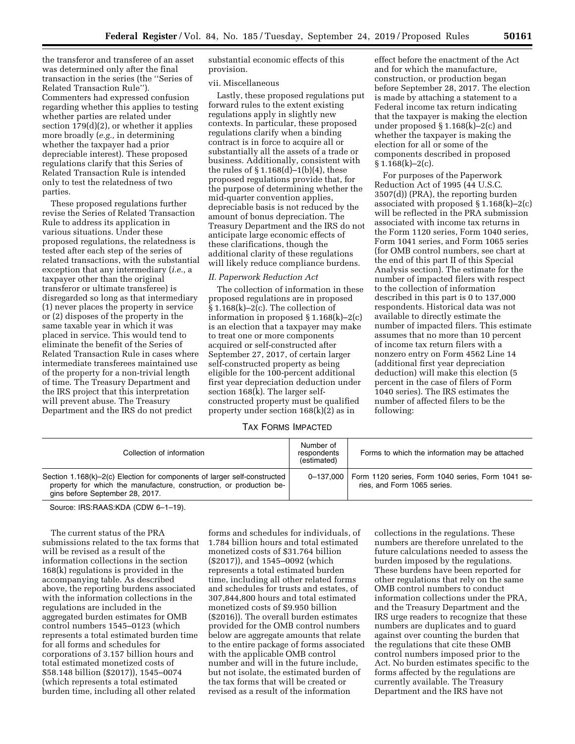the transferor and transferee of an asset was determined only after the final transaction in the series (the ''Series of Related Transaction Rule''). Commenters had expressed confusion regarding whether this applies to testing whether parties are related under section 179(d)(2), or whether it applies more broadly (*e.g.,* in determining whether the taxpayer had a prior depreciable interest). These proposed regulations clarify that this Series of Related Transaction Rule is intended only to test the relatedness of two parties.

These proposed regulations further revise the Series of Related Transaction Rule to address its application in various situations. Under these proposed regulations, the relatedness is tested after each step of the series of related transactions, with the substantial exception that any intermediary (*i.e.,* a taxpayer other than the original transferor or ultimate transferee) is disregarded so long as that intermediary (1) never places the property in service or (2) disposes of the property in the same taxable year in which it was placed in service. This would tend to eliminate the benefit of the Series of Related Transaction Rule in cases where intermediate transferees maintained use of the property for a non-trivial length of time. The Treasury Department and the IRS project that this interpretation will prevent abuse. The Treasury Department and the IRS do not predict substantial economic effects of this provision.

vii. Miscellaneous

Lastly, these proposed regulations put forward rules to the extent existing regulations apply in slightly new contexts. In particular, these proposed regulations clarify when a binding contract is in force to acquire all or substantially all the assets of a trade or business. Additionally, consistent with the rules of § 1.168(d)–1(b)(4), these proposed regulations provide that, for the purpose of determining whether the mid-quarter convention applies, depreciable basis is not reduced by the amount of bonus depreciation. The Treasury Department and the IRS do not anticipate large economic effects of these clarifications, though the additional clarity of these regulations will likely reduce compliance burdens.

*II. Paperwork Reduction Act*

The collection of information in these proposed regulations are in proposed § 1.168(k)–2(c). The collection of information in proposed § 1.168(k)–2(c) is an election that a taxpayer may make to treat one or more components acquired or self-constructed after September 27, 2017, of certain larger self-constructed property as being eligible for the 100-percent additional first year depreciation deduction under section 168(k). The larger self-constructed property must be qualified property under section 168(k)(2) as in effect before the enactment of the Act and for which the manufacture, construction, or production began before September 28, 2017. The election is made by attaching a statement to a Federal income tax return indicating that the taxpayer is making the election under proposed § 1.168(k)–2(c) and whether the taxpayer is making the election for all or some of the components described in proposed § 1.168(k)–2(c).

For purposes of the Paperwork Reduction Act of 1995 (44 U.S.C. 3507(d)) (PRA), the reporting burden associated with proposed § 1.168(k)–2(c) will be reflected in the PRA submission associated with income tax returns in the Form 1120 series, Form 1040 series, Form 1041 series, and Form 1065 series (for OMB control numbers, see chart at the end of this part II of this Special Analysis section). The estimate for the number of impacted filers with respect to the collection of information described in this part is 0 to 137,000 respondents. Historical data was not available to directly estimate the number of impacted filers. This estimate assumes that no more than 10 percent of income tax return filers with a nonzero entry on Form 4562 Line 14 (additional first year depreciation deduction) will make this election (5 percent in the case of filers of Form 1040 series). The IRS estimates the number of affected filers to be the following:

TAX FORMS IMPACTED

| Collection of information | Number of respondents (estimated) | Forms to which the information may be attached |
|---|---|---|
| Section 1.168(k)–2(c) Election for components of larger self-constructed property for which the manufacture, construction, or production begins before September 28, 2017. | 0–137,000 | Form 1120 series, Form 1040 series, Form 1041 series, and Form 1065 series. |

Source: IRS:RAAS:KDA (CDW 6–1–19).

The current status of the PRA submissions related to the tax forms that will be revised as a result of the information collections in the section 168(k) regulations is provided in the accompanying table. As described above, the reporting burdens associated with the information collections in the regulations are included in the aggregated burden estimates for OMB control numbers 1545–0123 (which represents a total estimated burden time for all forms and schedules for corporations of 3.157 billion hours and total estimated monetized costs of $58.148 billion ($2017)), 1545–0074 (which represents a total estimated burden time, including all other related forms and schedules for individuals, of 1.784 billion hours and total estimated monetized costs of $31.764 billion ($2017)), and 1545–0092 (which represents a total estimated burden time, including all other related forms and schedules for trusts and estates, of 307,844,800 hours and total estimated monetized costs of $9.950 billion ($2016)). The overall burden estimates provided for the OMB control numbers below are aggregate amounts that relate to the entire package of forms associated with the applicable OMB control number and will in the future include, but not isolate, the estimated burden of the tax forms that will be created or revised as a result of the information collections in the regulations. These numbers are therefore unrelated to the future calculations needed to assess the burden imposed by the regulations. These burdens have been reported for other regulations that rely on the same OMB control numbers to conduct information collections under the PRA, and the Treasury Department and the IRS urge readers to recognize that these numbers are duplicates and to guard against over counting the burden that the regulations that cite these OMB control numbers imposed prior to the Act. No burden estimates specific to the forms affected by the regulations are currently available. The Treasury Department and the IRS have not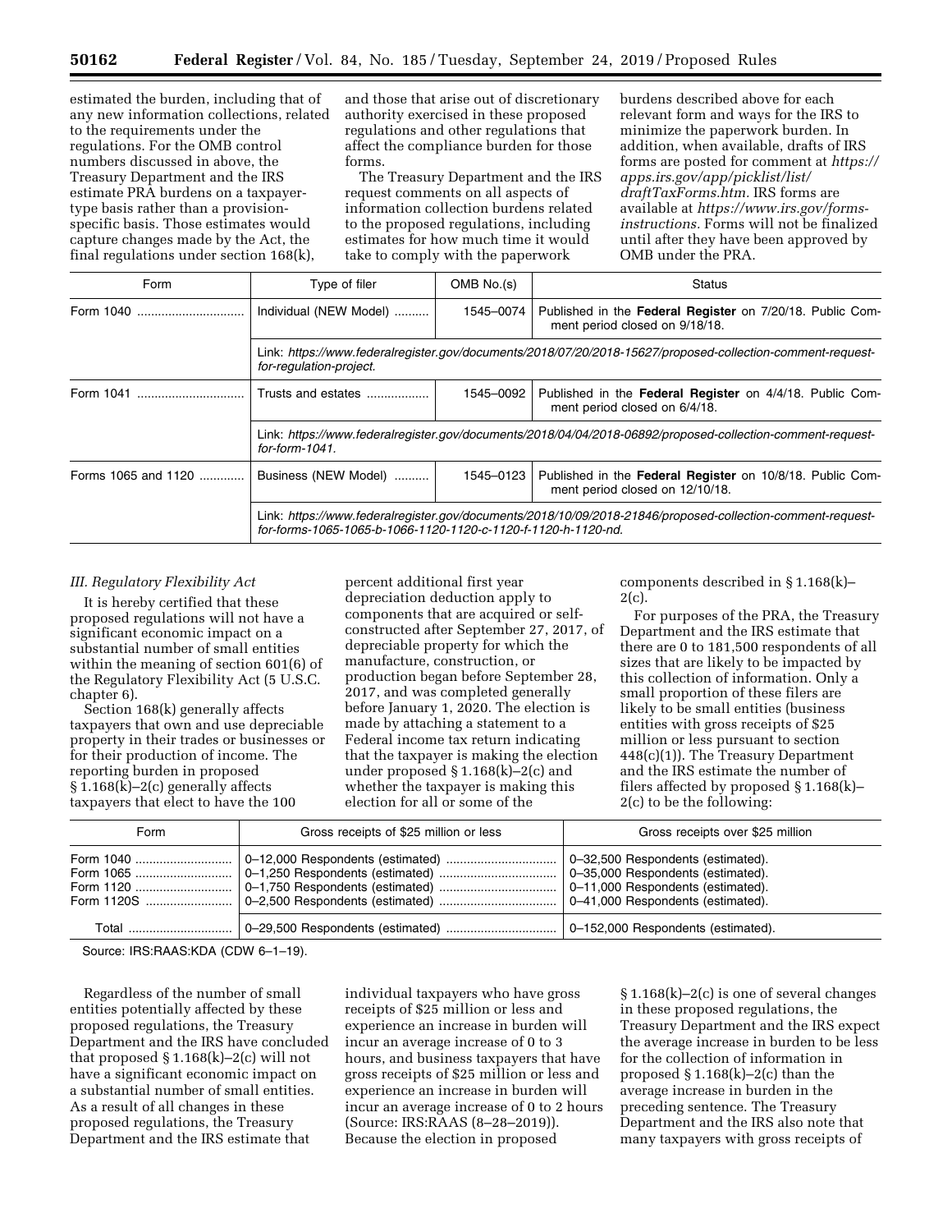estimated the burden, including that of any new information collections, related to the requirements under the regulations. For the OMB control numbers discussed in above, the Treasury Department and the IRS estimate PRA burdens on a taxpayer-type basis rather than a provision-specific basis. Those estimates would capture changes made by the Act, the final regulations under section 168(k), and those that arise out of discretionary authority exercised in these proposed regulations and other regulations that affect the compliance burden for those forms.

The Treasury Department and the IRS request comments on all aspects of information collection burdens related to the proposed regulations, including estimates for how much time it would take to comply with the paperwork burdens described above for each relevant form and ways for the IRS to minimize the paperwork burden. In addition, when available, drafts of IRS forms are posted for comment at *https://apps.irs.gov/app/picklist/list/draftTaxForms.htm.* IRS forms are available at *https://www.irs.gov/forms-instructions.* Forms will not be finalized until after they have been approved by OMB under the PRA.

| Form | Type of filer | OMB No.(s) | Status |
|---|---|---|---|
| Form 1040 | Individual (NEW Model) | 1545–0074 | Published in the **Federal Register** on 7/20/18. Public Comment period closed on 9/18/18. |
| | Link: *https://www.federalregister.gov/documents/2018/07/20/2018-15627/proposed-collection-comment-request-for-regulation-project.* | | |
| Form 1041 | Trusts and estates | 1545–0092 | Published in the **Federal Register** on 4/4/18. Public Comment period closed on 6/4/18. |
| | Link: *https://www.federalregister.gov/documents/2018/04/04/2018-06892/proposed-collection-comment-request-for-form-1041.* | | |
| Forms 1065 and 1120 | Business (NEW Model) | 1545–0123 | Published in the **Federal Register** on 10/8/18. Public Comment period closed on 12/10/18. |
| | Link: *https://www.federalregister.gov/documents/2018/10/09/2018-21846/proposed-collection-comment-request-for-forms-1065-1065-b-1066-1120-1120-c-1120-f-1120-h-1120-nd.* | | |

### *III. Regulatory Flexibility Act*

It is hereby certified that these proposed regulations will not have a significant economic impact on a substantial number of small entities within the meaning of section 601(6) of the Regulatory Flexibility Act (5 U.S.C. chapter 6).

Section 168(k) generally affects taxpayers that own and use depreciable property in their trades or businesses or for their production of income. The reporting burden in proposed § 1.168(k)–2(c) generally affects taxpayers that elect to have the 100 percent additional first year depreciation deduction apply to components that are acquired or self-constructed after September 27, 2017, of depreciable property for which the manufacture, construction, or production began before September 28, 2017, and was completed generally before January 1, 2020. The election is made by attaching a statement to a Federal income tax return indicating that the taxpayer is making the election under proposed § 1.168(k)–2(c) and whether the taxpayer is making this election for all or some of the components described in § 1.168(k)–2(c).

For purposes of the PRA, the Treasury Department and the IRS estimate that there are 0 to 181,500 respondents of all sizes that are likely to be impacted by this collection of information. Only a small proportion of these filers are likely to be small entities (business entities with gross receipts of $25 million or less pursuant to section 448(c)(1)). The Treasury Department and the IRS estimate the number of filers affected by proposed § 1.168(k)–2(c) to be the following:

| Form | Gross receipts of $25 million or less | Gross receipts over $25 million |
|---|---|---|
| Form 1040 | 0–12,000 Respondents (estimated) | 0–32,500 Respondents (estimated). |
| Form 1065 | 0–1,250 Respondents (estimated) | 0–35,000 Respondents (estimated). |
| Form 1120 | 0–1,750 Respondents (estimated) | 0–11,000 Respondents (estimated). |
| Form 1120S | 0–2,500 Respondents (estimated) | 0–41,000 Respondents (estimated). |
| Total | 0–29,500 Respondents (estimated) | 0–152,000 Respondents (estimated). |

Source: IRS:RAAS:KDA (CDW 6–1–19).

Regardless of the number of small entities potentially affected by these proposed regulations, the Treasury Department and the IRS have concluded that proposed § 1.168(k)–2(c) will not have a significant economic impact on a substantial number of small entities. As a result of all changes in these proposed regulations, the Treasury Department and the IRS estimate that individual taxpayers who have gross receipts of $25 million or less and experience an increase in burden will incur an average increase of 0 to 3 hours, and business taxpayers that have gross receipts of $25 million or less and experience an increase in burden will incur an average increase of 0 to 2 hours (Source: IRS:RAAS (8–28–2019)). Because the election in proposed § 1.168(k)–2(c) is one of several changes in these proposed regulations, the Treasury Department and the IRS expect the average increase in burden to be less for the collection of information in proposed § 1.168(k)–2(c) than the average increase in burden in the preceding sentence. The Treasury Department and the IRS also note that many taxpayers with gross receipts of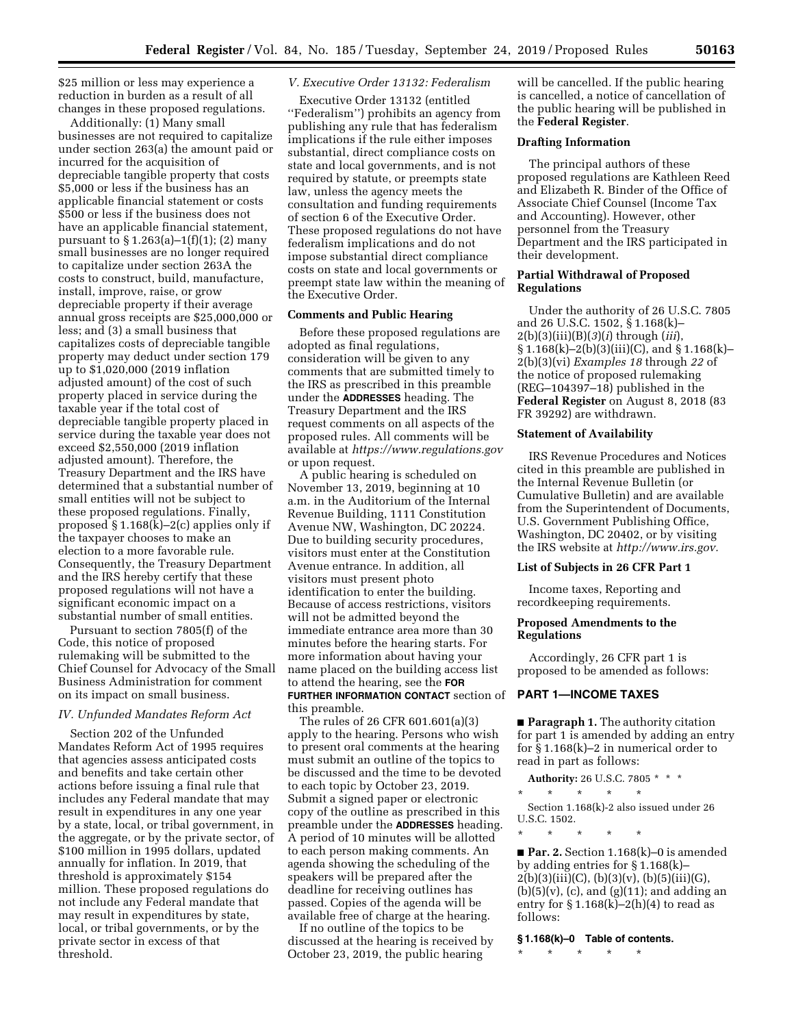$25 million or less may experience a reduction in burden as a result of all changes in these proposed regulations.

Additionally: (1) Many small businesses are not required to capitalize under section 263(a) the amount paid or incurred for the acquisition of depreciable tangible property that costs $5,000 or less if the business has an applicable financial statement or costs $500 or less if the business does not have an applicable financial statement, pursuant to § 1.263(a)–1(f)(1); (2) many small businesses are no longer required to capitalize under section 263A the costs to construct, build, manufacture, install, improve, raise, or grow depreciable property if their average annual gross receipts are $25,000,000 or less; and (3) a small business that capitalizes costs of depreciable tangible property may deduct under section 179 up to $1,020,000 (2019 inflation adjusted amount) of the cost of such property placed in service during the taxable year if the total cost of depreciable tangible property placed in service during the taxable year does not exceed $2,550,000 (2019 inflation adjusted amount). Therefore, the Treasury Department and the IRS have determined that a substantial number of small entities will not be subject to these proposed regulations. Finally, proposed § 1.168(k)–2(c) applies only if the taxpayer chooses to make an election to a more favorable rule. Consequently, the Treasury Department and the IRS hereby certify that these proposed regulations will not have a significant economic impact on a substantial number of small entities.

Pursuant to section 7805(f) of the Code, this notice of proposed rulemaking will be submitted to the Chief Counsel for Advocacy of the Small Business Administration for comment on its impact on small business.

### *IV. Unfunded Mandates Reform Act*

Section 202 of the Unfunded Mandates Reform Act of 1995 requires that agencies assess anticipated costs and benefits and take certain other actions before issuing a final rule that includes any Federal mandate that may result in expenditures in any one year by a state, local, or tribal government, in the aggregate, or by the private sector, of $100 million in 1995 dollars, updated annually for inflation. In 2019, that threshold is approximately $154 million. These proposed regulations do not include any Federal mandate that may result in expenditures by state, local, or tribal governments, or by the private sector in excess of that threshold.

### *V. Executive Order 13132: Federalism*

Executive Order 13132 (entitled ''Federalism'') prohibits an agency from publishing any rule that has federalism implications if the rule either imposes substantial, direct compliance costs on state and local governments, and is not required by statute, or preempts state law, unless the agency meets the consultation and funding requirements of section 6 of the Executive Order. These proposed regulations do not have federalism implications and do not impose substantial direct compliance costs on state and local governments or preempt state law within the meaning of the Executive Order.

## Comments and Public Hearing

Before these proposed regulations are adopted as final regulations, consideration will be given to any comments that are submitted timely to the IRS as prescribed in this preamble under the **ADDRESSES** heading. The Treasury Department and the IRS request comments on all aspects of the proposed rules. All comments will be available at *https://www.regulations.gov* or upon request.

A public hearing is scheduled on November 13, 2019, beginning at 10 a.m. in the Auditorium of the Internal Revenue Building, 1111 Constitution Avenue NW, Washington, DC 20224. Due to building security procedures, visitors must enter at the Constitution Avenue entrance. In addition, all visitors must present photo identification to enter the building. Because of access restrictions, visitors will not be admitted beyond the immediate entrance area more than 30 minutes before the hearing starts. For more information about having your name placed on the building access list to attend the hearing, see the **FOR FURTHER INFORMATION CONTACT** section of this preamble.

The rules of 26 CFR 601.601(a)(3) apply to the hearing. Persons who wish to present oral comments at the hearing must submit an outline of the topics to be discussed and the time to be devoted to each topic by October 23, 2019. Submit a signed paper or electronic copy of the outline as prescribed in this preamble under the **ADDRESSES** heading. A period of 10 minutes will be allotted to each person making comments. An agenda showing the scheduling of the speakers will be prepared after the deadline for receiving outlines has passed. Copies of the agenda will be available free of charge at the hearing.

If no outline of the topics to be discussed at the hearing is received by October 23, 2019, the public hearing will be cancelled. If the public hearing is cancelled, a notice of cancellation of the public hearing will be published in the **Federal Register**.

## Drafting Information

The principal authors of these proposed regulations are Kathleen Reed and Elizabeth R. Binder of the Office of Associate Chief Counsel (Income Tax and Accounting). However, other personnel from the Treasury Department and the IRS participated in their development.

## Partial Withdrawal of Proposed Regulations

Under the authority of 26 U.S.C. 7805 and 26 U.S.C. 1502, § 1.168(k)–2(b)(3)(iii)(B)(*3*)(*i*) through (*iii*), § 1.168(k)–2(b)(3)(iii)(C), and § 1.168(k)–2(b)(3)(vi) *Examples 18* through *22* of the notice of proposed rulemaking (REG–104397–18) published in the **Federal Register** on August 8, 2018 (83 FR 39292) are withdrawn.

## Statement of Availability

IRS Revenue Procedures and Notices cited in this preamble are published in the Internal Revenue Bulletin (or Cumulative Bulletin) and are available from the Superintendent of Documents, U.S. Government Publishing Office, Washington, DC 20402, or by visiting the IRS website at *http://www.irs.gov*.

## List of Subjects in 26 CFR Part 1

Income taxes, Reporting and recordkeeping requirements.

## Proposed Amendments to the Regulations

Accordingly, 26 CFR part 1 is proposed to be amended as follows:

## PART 1—INCOME TAXES

■ **Paragraph 1.** The authority citation for part 1 is amended by adding an entry for § 1.168(k)–2 in numerical order to read in part as follows:

**Authority:** 26 U.S.C. 7805 * * *

\* \* \* \* \*

Section 1.168(k)-2 also issued under 26 U.S.C. 1502.

\* \* \* \* \*

■ **Par. 2.** Section 1.168(k)–0 is amended by adding entries for § 1.168(k)–2(b)(3)(iii)(C), (b)(3)(v), (b)(5)(iii)(G), (b)(5)(v), (c), and (g)(11); and adding an entry for § 1.168(k)–2(h)(4) to read as follows:

**§ 1.168(k)–0 Table of contents.**

\* \* \* \* \*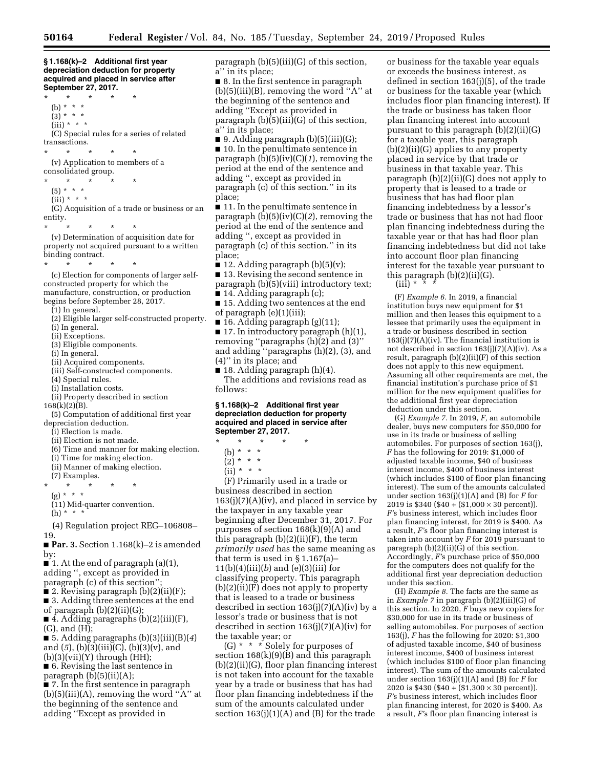**§ 1.168(k)–2 Additional first year depreciation deduction for property acquired and placed in service after September 27, 2017.**

\* \* \* \* \*

(b) \* \* \*

(3) \* \* \*

(iii) \* \* \*

(C) Special rules for a series of related transactions.

\* \* \* \* \*

(v) Application to members of a consolidated group.

\* \* \* \* \*

(5) \* \* \*

(iii) \* \* \*

(G) Acquisition of a trade or business or an entity.

\* \* \* \* \*

(v) Determination of acquisition date for property not acquired pursuant to a written binding contract.

\* \* \* \* \*

(c) Election for components of larger self-constructed property for which the manufacture, construction, or production begins before September 28, 2017.

(1) In general.

(2) Eligible larger self-constructed property.

(i) In general.

(ii) Exceptions.

(3) Eligible components.

(i) In general.

(ii) Acquired components.

(iii) Self-constructed components.

(4) Special rules.

(i) Installation costs.

(ii) Property described in section 168(k)(2)(B).

(5) Computation of additional first year depreciation deduction.

(i) Election is made.

(ii) Election is not made.

(6) Time and manner for making election.

(i) Time for making election.

(ii) Manner of making election.

(7) Examples.

\* \* \* \* \*

(g) \* \* \*

(11) Mid-quarter convention.

(h) \* \* \*

(4) Regulation project REG–106808–19.

■ **Par. 3.** Section 1.168(k)–2 is amended by:

■ 1. At the end of paragraph (a)(1), adding ", except as provided in paragraph (c) of this section";

■ 2. Revising paragraph (b)(2)(ii)(F);

■ 3. Adding three sentences at the end of paragraph (b)(2)(ii)(G);

■ 4. Adding paragraphs (b)(2)(iii)(F), (G), and (H);

■ 5. Adding paragraphs (b)(3)(iii)(B)(*4*) and (*5*), (b)(3)(iii)(C), (b)(3)(v), and (b)(3)(vii)(Y) through (HH);

■ 6. Revising the last sentence in paragraph (b)(5)(ii)(A);

■ 7. In the first sentence in paragraph (b)(5)(iii)(A), removing the word "A" at the beginning of the sentence and adding "Except as provided in paragraph (b)(5)(iii)(G) of this section, a" in its place;

■ 8. In the first sentence in paragraph (b)(5)(iii)(B), removing the word "A" at the beginning of the sentence and adding "Except as provided in paragraph (b)(5)(iii)(G) of this section, a" in its place;

■ 9. Adding paragraph (b)(5)(iii)(G);

■ 10. In the penultimate sentence in paragraph (b)(5)(iv)(C)(*1*), removing the period at the end of the sentence and adding ", except as provided in paragraph (c) of this section." in its place;

■ 11. In the penultimate sentence in paragraph (b)(5)(iv)(C)(*2*), removing the period at the end of the sentence and adding ", except as provided in paragraph (c) of this section." in its place;

■ 12. Adding paragraph (b)(5)(v);

■ 13. Revising the second sentence in paragraph (b)(5)(viii) introductory text;

■ 14. Adding paragraph (c);

■ 15. Adding two sentences at the end of paragraph (e)(1)(iii);

■ 16. Adding paragraph (g)(11);

■ 17. In introductory paragraph (h)(1), removing "paragraphs (h)(2) and (3)" and adding "paragraphs (h)(2), (3), and (4)" in its place; and

■ 18. Adding paragraph (h)(4).

The additions and revisions read as follows:

**§ 1.168(k)–2 Additional first year depreciation deduction for property acquired and placed in service after September 27, 2017.**

\* \* \* \* \*

(b) \* \* \*

(2) \* \* \*

(ii) \* \* \*

(F) Primarily used in a trade or business described in section 163(j)(7)(A)(iv), and placed in service by the taxpayer in any taxable year beginning after December 31, 2017. For purposes of section 168(k)(9)(A) and this paragraph (b)(2)(ii)(F), the term *primarily used* has the same meaning as that term is used in § 1.167(a)–11(b)(4)(iii)(*b*) and (e)(3)(iii) for classifying property. This paragraph (b)(2)(ii)(F) does not apply to property that is leased to a trade or business described in section 163(j)(7)(A)(iv) by a lessor's trade or business that is not described in section 163(j)(7)(A)(iv) for the taxable year; or

(G) \* \* \* Solely for purposes of section 168(k)(9)(B) and this paragraph (b)(2)(ii)(G), floor plan financing interest is not taken into account for the taxable year by a trade or business that has had floor plan financing indebtedness if the sum of the amounts calculated under section 163(j)(1)(A) and (B) for the trade or business for the taxable year equals or exceeds the business interest, as defined in section 163(j)(5), of the trade or business for the taxable year (which includes floor plan financing interest). If the trade or business has taken floor plan financing interest into account pursuant to this paragraph (b)(2)(ii)(G) for a taxable year, this paragraph (b)(2)(ii)(G) applies to any property placed in service by that trade or business in that taxable year. This paragraph (b)(2)(ii)(G) does not apply to property that is leased to a trade or business that has had floor plan financing indebtedness by a lessor's trade or business that has not had floor plan financing indebtedness during the taxable year or that has had floor plan financing indebtedness but did not take into account floor plan financing interest for the taxable year pursuant to this paragraph (b)(2)(ii)(G).

(iii) \* \* \*

(F) *Example 6.* In 2019, a financial institution buys new equipment for $1 million and then leases this equipment to a lessee that primarily uses the equipment in a trade or business described in section 163(j)(7)(A)(iv). The financial institution is not described in section 163(j)(7)(A)(iv). As a result, paragraph (b)(2)(ii)(F) of this section does not apply to this new equipment. Assuming all other requirements are met, the financial institution's purchase price of $1 million for the new equipment qualifies for the additional first year depreciation deduction under this section.

(G) *Example 7.* In 2019, *F,* an automobile dealer, buys new computers for $50,000 for use in its trade or business of selling automobiles. For purposes of section 163(j), *F* has the following for 2019: $1,000 of adjusted taxable income, $40 of business interest income, $400 of business interest (which includes $100 of floor plan financing interest). The sum of the amounts calculated under section 163(j)(1)(A) and (B) for *F* for 2019 is $340 ($40 + ($1,000 × 30 percent)). *F'*s business interest, which includes floor plan financing interest, for 2019 is $400. As a result, *F'*s floor plan financing interest is taken into account by *F* for 2019 pursuant to paragraph (b)(2)(ii)(G) of this section. Accordingly, *F'*s purchase price of $50,000 for the computers does not qualify for the additional first year depreciation deduction under this section.

(H) *Example 8.* The facts are the same as in *Example 7* in paragraph (b)(2)(iii)(G) of this section. In 2020, *F* buys new copiers for $30,000 for use in its trade or business of selling automobiles. For purposes of section 163(j), *F* has the following for 2020: $1,300 of adjusted taxable income, $40 of business interest income, $400 of business interest (which includes $100 of floor plan financing interest). The sum of the amounts calculated under section 163(j)(1)(A) and (B) for *F* for 2020 is $430 ($40 + ($1,300 × 30 percent)). *F'*s business interest, which includes floor plan financing interest, for 2020 is $400. As a result, *F'*s floor plan financing interest is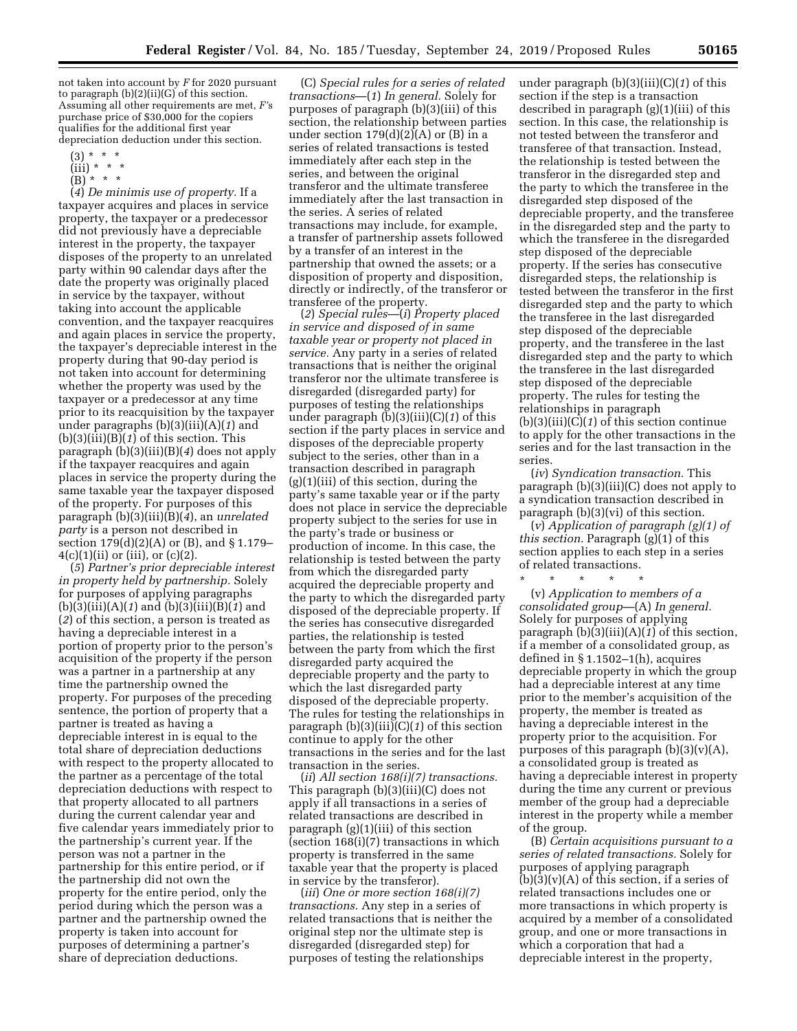not taken into account by *F* for 2020 pursuant to paragraph (b)(2)(ii)(G) of this section. Assuming all other requirements are met, *F*'s purchase price of $30,000 for the copiers qualifies for the additional first year depreciation deduction under this section.

(3) * * *

(iii) * * *

(B) * * *

(*4*) *De minimis use of property.* If a taxpayer acquires and places in service property, the taxpayer or a predecessor did not previously have a depreciable interest in the property, the taxpayer disposes of the property to an unrelated party within 90 calendar days after the date the property was originally placed in service by the taxpayer, without taking into account the applicable convention, and the taxpayer reacquires and again places in service the property, the taxpayer's depreciable interest in the property during that 90-day period is not taken into account for determining whether the property was used by the taxpayer or a predecessor at any time prior to its reacquisition by the taxpayer under paragraphs (b)(3)(iii)(A)(*1*) and (b)(3)(iii)(B)(*1*) of this section. This paragraph (b)(3)(iii)(B)(*4*) does not apply if the taxpayer reacquires and again places in service the property during the same taxable year the taxpayer disposed of the property. For purposes of this paragraph (b)(3)(iii)(B)(*4*), an *unrelated party* is a person not described in section 179(d)(2)(A) or (B), and § 1.179–4(c)(1)(ii) or (iii), or (c)(2).

(*5*) *Partner's prior depreciable interest in property held by partnership.* Solely for purposes of applying paragraphs (b)(3)(iii)(A)(*1*) and (b)(3)(iii)(B)(*1*) and (*2*) of this section, a person is treated as having a depreciable interest in a portion of property prior to the person's acquisition of the property if the person was a partner in a partnership at any time the partnership owned the property. For purposes of the preceding sentence, the portion of property that a partner is treated as having a depreciable interest in is equal to the total share of depreciation deductions with respect to the property allocated to the partner as a percentage of the total depreciation deductions with respect to that property allocated to all partners during the current calendar year and five calendar years immediately prior to the partnership's current year. If the person was not a partner in the partnership for this entire period, or if the partnership did not own the property for the entire period, only the period during which the person was a partner and the partnership owned the property is taken into account for purposes of determining a partner's share of depreciation deductions.

(C) *Special rules for a series of related transactions*—(*1*) *In general.* Solely for purposes of paragraph (b)(3)(iii) of this section, the relationship between parties under section 179(d)(2)(A) or (B) in a series of related transactions is tested immediately after each step in the series, and between the original transferor and the ultimate transferee immediately after the last transaction in the series. A series of related transactions may include, for example, a transfer of partnership assets followed by a transfer of an interest in the partnership that owned the assets; or a disposition of property and disposition, directly or indirectly, of the transferor or transferee of the property.

(*2*) *Special rules*—(*i*) *Property placed in service and disposed of in same taxable year or property not placed in service.* Any party in a series of related transactions that is neither the original transferor nor the ultimate transferee is disregarded (disregarded party) for purposes of testing the relationships under paragraph (b)(3)(iii)(C)(*1*) of this section if the party places in service and disposes of the depreciable property subject to the series, other than in a transaction described in paragraph (g)(1)(iii) of this section, during the party's same taxable year or if the party does not place in service the depreciable property subject to the series for use in the party's trade or business or production of income. In this case, the relationship is tested between the party from which the disregarded party acquired the depreciable property and the party to which the disregarded party disposed of the depreciable property. If the series has consecutive disregarded parties, the relationship is tested between the party from which the first disregarded party acquired the depreciable property and the party to which the last disregarded party disposed of the depreciable property. The rules for testing the relationships in paragraph (b)(3)(iii)(C)(*1*) of this section continue to apply for the other transactions in the series and for the last transaction in the series.

(*ii*) *All section 168(i)(7) transactions.* This paragraph (b)(3)(iii)(C) does not apply if all transactions in a series of related transactions are described in paragraph (g)(1)(iii) of this section (section 168(i)(7) transactions in which property is transferred in the same taxable year that the property is placed in service by the transferor).

(*iii*) *One or more section 168(i)(7) transactions.* Any step in a series of related transactions that is neither the original step nor the ultimate step is disregarded (disregarded step) for purposes of testing the relationships under paragraph (b)(3)(iii)(C)(*1*) of this section if the step is a transaction described in paragraph (g)(1)(iii) of this section. In this case, the relationship is not tested between the transferor and transferee of that transaction. Instead, the relationship is tested between the transferor in the disregarded step and the party to which the transferee in the disregarded step disposed of the depreciable property, and the transferee in the disregarded step and the party to which the transferee in the disregarded step disposed of the depreciable property. If the series has consecutive disregarded steps, the relationship is tested between the transferor in the first disregarded step and the party to which the transferee in the last disregarded step disposed of the depreciable property, and the transferee in the last disregarded step and the party to which the transferee in the last disregarded step disposed of the depreciable property. The rules for testing the relationships in paragraph (b)(3)(iii)(C)(*1*) of this section continue to apply for the other transactions in the series and for the last transaction in the series.

(*iv*) *Syndication transaction.* This paragraph (b)(3)(iii)(C) does not apply to a syndication transaction described in paragraph (b)(3)(vi) of this section.

(*v*) *Application of paragraph (g)(1) of this section.* Paragraph (g)(1) of this section applies to each step in a series of related transactions.

\* \* \* \* \*

(v) *Application to members of a consolidated group*—(A) *In general.* Solely for purposes of applying paragraph (b)(3)(iii)(A)(*1*) of this section, if a member of a consolidated group, as defined in § 1.1502–1(h), acquires depreciable property in which the group had a depreciable interest at any time prior to the member's acquisition of the property, the member is treated as having a depreciable interest in the property prior to the acquisition. For purposes of this paragraph (b)(3)(v)(A), a consolidated group is treated as having a depreciable interest in property during the time any current or previous member of the group had a depreciable interest in the property while a member of the group.

(B) *Certain acquisitions pursuant to a series of related transactions.* Solely for purposes of applying paragraph (b)(3)(v)(A) of this section, if a series of related transactions includes one or more transactions in which property is acquired by a member of a consolidated group, and one or more transactions in which a corporation that had a depreciable interest in the property,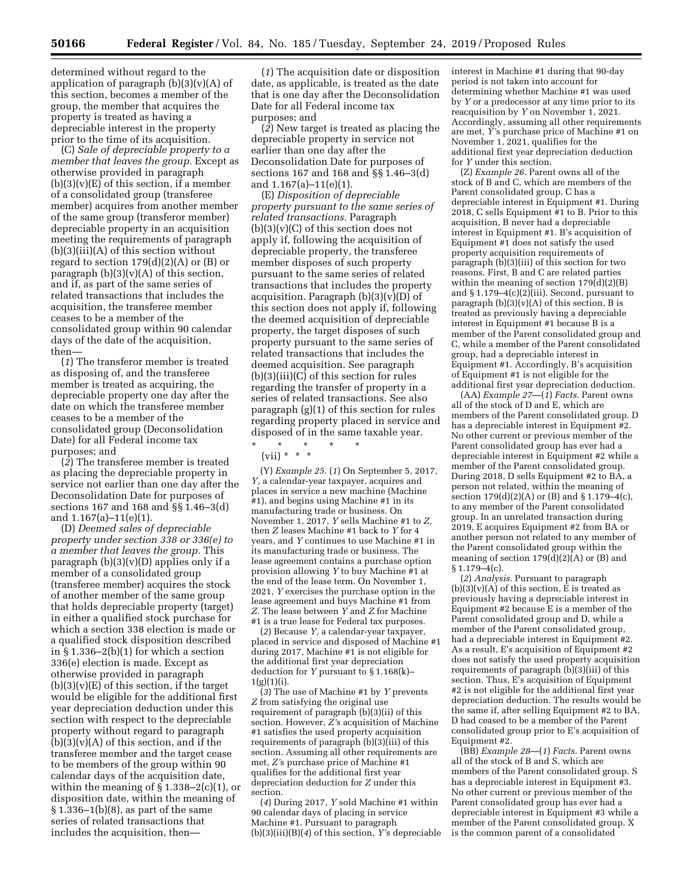determined without regard to the application of paragraph (b)(3)(v)(A) of this section, becomes a member of the group, the member that acquires the property is treated as having a depreciable interest in the property prior to the time of its acquisition.

(C) *Sale of depreciable property to a member that leaves the group.* Except as otherwise provided in paragraph (b)(3)(v)(E) of this section, if a member of a consolidated group (transferee member) acquires from another member of the same group (transferor member) depreciable property in an acquisition meeting the requirements of paragraph (b)(3)(iii)(A) of this section without regard to section 179(d)(2)(A) or (B) or paragraph (b)(3)(v)(A) of this section, and if, as part of the same series of related transactions that includes the acquisition, the transferee member ceases to be a member of the consolidated group within 90 calendar days of the date of the acquisition, then—

(*1*) The transferor member is treated as disposing of, and the transferee member is treated as acquiring, the depreciable property one day after the date on which the transferee member ceases to be a member of the consolidated group (Deconsolidation Date) for all Federal income tax purposes; and

(*2*) The transferee member is treated as placing the depreciable property in service not earlier than one day after the Deconsolidation Date for purposes of sections 167 and 168 and §§ 1.46–3(d) and 1.167(a)–11(e)(1).

(D) *Deemed sales of depreciable property under section 338 or 336(e) to a member that leaves the group.* This paragraph (b)(3)(v)(D) applies only if a member of a consolidated group (transferee member) acquires the stock of another member of the same group that holds depreciable property (target) in either a qualified stock purchase for which a section 338 election is made or a qualified stock disposition described in § 1.336–2(b)(1) for which a section 336(e) election is made. Except as otherwise provided in paragraph (b)(3)(v)(E) of this section, if the target would be eligible for the additional first year depreciation deduction under this section with respect to the depreciable property without regard to paragraph (b)(3)(v)(A) of this section, and if the transferee member and the target cease to be members of the group within 90 calendar days of the acquisition date, within the meaning of § 1.338–2(c)(1), or disposition date, within the meaning of § 1.336–1(b)(8), as part of the same series of related transactions that includes the acquisition, then—

(*1*) The acquisition date or disposition date, as applicable, is treated as the date that is one day after the Deconsolidation Date for all Federal income tax purposes; and

(*2*) New target is treated as placing the depreciable property in service not earlier than one day after the Deconsolidation Date for purposes of sections 167 and 168 and §§ 1.46–3(d) and 1.167(a)–11(e)(1).

(E) *Disposition of depreciable property pursuant to the same series of related transactions.* Paragraph (b)(3)(v)(C) of this section does not apply if, following the acquisition of depreciable property, the transferee member disposes of such property pursuant to the same series of related transactions that includes the property acquisition. Paragraph (b)(3)(v)(D) of this section does not apply if, following the deemed acquisition of depreciable property, the target disposes of such property pursuant to the same series of related transactions that includes the deemed acquisition. See paragraph (b)(3)(iii)(C) of this section for rules regarding the transfer of property in a series of related transactions. See also paragraph (g)(1) of this section for rules regarding property placed in service and disposed of in the same taxable year.

\* \* \* \* \*

(vii) \* \* \*

(Y) *Example 25.* (*1*) On September 5, 2017, *Y*, a calendar-year taxpayer, acquires and places in service a new machine (Machine #1), and begins using Machine #1 in its manufacturing trade or business. On November 1, 2017, *Y* sells Machine #1 to *Z*, then *Z* leases Machine #1 back to *Y* for 4 years, and *Y* continues to use Machine #1 in its manufacturing trade or business. The lease agreement contains a purchase option provision allowing *Y* to buy Machine #1 at the end of the lease term. On November 1, 2021, *Y* exercises the purchase option in the lease agreement and buys Machine #1 from *Z*. The lease between *Y* and *Z* for Machine #1 is a true lease for Federal tax purposes.

(*2*) Because *Y*, a calendar-year taxpayer, placed in service and disposed of Machine #1 during 2017, Machine #1 is not eligible for the additional first year depreciation deduction for *Y* pursuant to § 1.168(k)–1(g)(1)(i).

(*3*) The use of Machine #1 by *Y* prevents *Z* from satisfying the original use requirement of paragraph (b)(3)(ii) of this section. However, *Z*'s acquisition of Machine #1 satisfies the used property acquisition requirements of paragraph (b)(3)(iii) of this section. Assuming all other requirements are met, *Z*'s purchase price of Machine #1 qualifies for the additional first year depreciation deduction for *Z* under this section.

(*4*) During 2017, *Y* sold Machine #1 within 90 calendar days of placing in service Machine #1. Pursuant to paragraph (b)(3)(iii)(B)(*4*) of this section, *Y*'s depreciable interest in Machine #1 during that 90-day period is not taken into account for determining whether Machine #1 was used by *Y* or a predecessor at any time prior to its reacquisition by *Y* on November 1, 2021. Accordingly, assuming all other requirements are met, *Y*'s purchase price of Machine #1 on November 1, 2021, qualifies for the additional first year depreciation deduction for *Y* under this section.

(Z) *Example 26.* Parent owns all of the stock of B and C, which are members of the Parent consolidated group. C has a depreciable interest in Equipment #1. During 2018, C sells Equipment #1 to B. Prior to this acquisition, B never had a depreciable interest in Equipment #1. B's acquisition of Equipment #1 does not satisfy the used property acquisition requirements of paragraph (b)(3)(iii) of this section for two reasons. First, B and C are related parties within the meaning of section 179(d)(2)(B) and § 1.179–4(c)(2)(iii). Second, pursuant to paragraph (b)(3)(v)(A) of this section, B is treated as previously having a depreciable interest in Equipment #1 because B is a member of the Parent consolidated group and C, while a member of the Parent consolidated group, had a depreciable interest in Equipment #1. Accordingly, B's acquisition of Equipment #1 is not eligible for the additional first year depreciation deduction.

(AA) *Example 27*—(*1*) *Facts.* Parent owns all of the stock of D and E, which are members of the Parent consolidated group. D has a depreciable interest in Equipment #2. No other current or previous member of the Parent consolidated group has ever had a depreciable interest in Equipment #2 while a member of the Parent consolidated group. During 2018, D sells Equipment #2 to BA, a person not related, within the meaning of section 179(d)(2)(A) or (B) and § 1.179–4(c), to any member of the Parent consolidated group. In an unrelated transaction during 2019, E acquires Equipment #2 from BA or another person not related to any member of the Parent consolidated group within the meaning of section 179(d)(2)(A) or (B) and § 1.179–4(c).

(*2*) *Analysis.* Pursuant to paragraph (b)(3)(v)(A) of this section, E is treated as previously having a depreciable interest in Equipment #2 because E is a member of the Parent consolidated group and D, while a member of the Parent consolidated group, had a depreciable interest in Equipment #2. As a result, E's acquisition of Equipment #2 does not satisfy the used property acquisition requirements of paragraph (b)(3)(iii) of this section. Thus, E's acquisition of Equipment #2 is not eligible for the additional first year depreciation deduction. The results would be the same if, after selling Equipment #2 to BA, D had ceased to be a member of the Parent consolidated group prior to E's acquisition of Equipment #2.

(BB) *Example 28*—(*1*) *Facts.* Parent owns all of the stock of B and S, which are members of the Parent consolidated group. S has a depreciable interest in Equipment #3. No other current or previous member of the Parent consolidated group has ever had a depreciable interest in Equipment #3 while a member of the Parent consolidated group. X is the common parent of a consolidated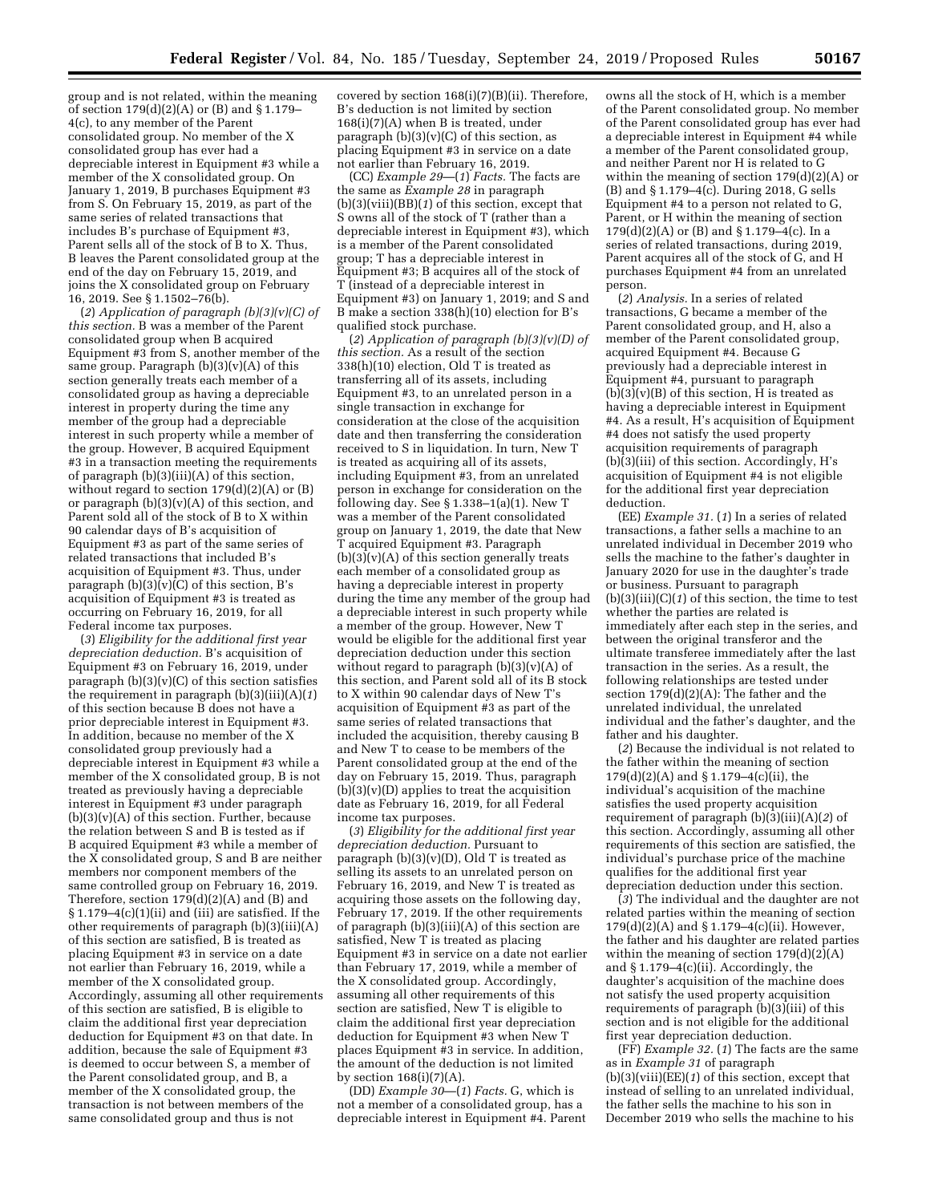group and is not related, within the meaning of section 179(d)(2)(A) or (B) and § 1.179–4(c), to any member of the Parent consolidated group. No member of the X consolidated group has ever had a depreciable interest in Equipment #3 while a member of the X consolidated group. On January 1, 2019, B purchases Equipment #3 from S. On February 15, 2019, as part of the same series of related transactions that includes B's purchase of Equipment #3, Parent sells all of the stock of B to X. Thus, B leaves the Parent consolidated group at the end of the day on February 15, 2019, and joins the X consolidated group on February 16, 2019. See § 1.1502–76(b).

(*2*) *Application of paragraph (b)(3)(v)(C) of this section.* B was a member of the Parent consolidated group when B acquired Equipment #3 from S, another member of the same group. Paragraph (b)(3)(v)(A) of this section generally treats each member of a consolidated group as having a depreciable interest in property during the time any member of the group had a depreciable interest in such property while a member of the group. However, B acquired Equipment #3 in a transaction meeting the requirements of paragraph (b)(3)(iii)(A) of this section, without regard to section 179(d)(2)(A) or (B) or paragraph (b)(3)(v)(A) of this section, and Parent sold all of the stock of B to X within 90 calendar days of B's acquisition of Equipment #3 as part of the same series of related transactions that included B's acquisition of Equipment #3. Thus, under paragraph (b)(3)(v)(C) of this section, B's acquisition of Equipment #3 is treated as occurring on February 16, 2019, for all Federal income tax purposes.

(*3*) *Eligibility for the additional first year depreciation deduction.* B's acquisition of Equipment #3 on February 16, 2019, under paragraph (b)(3)(v)(C) of this section satisfies the requirement in paragraph (b)(3)(iii)(A)(*1*) of this section because B does not have a prior depreciable interest in Equipment #3. In addition, because no member of the X consolidated group previously had a depreciable interest in Equipment #3 while a member of the X consolidated group, B is not treated as previously having a depreciable interest in Equipment #3 under paragraph (b)(3)(v)(A) of this section. Further, because the relation between S and B is tested as if B acquired Equipment #3 while a member of the X consolidated group, S and B are neither members nor component members of the same controlled group on February 16, 2019. Therefore, section 179(d)(2)(A) and (B) and § 1.179–4(c)(1)(ii) and (iii) are satisfied. If the other requirements of paragraph (b)(3)(iii)(A) of this section are satisfied, B is treated as placing Equipment #3 in service on a date not earlier than February 16, 2019, while a member of the X consolidated group. Accordingly, assuming all other requirements of this section are satisfied, B is eligible to claim the additional first year depreciation deduction for Equipment #3 on that date. In addition, because the sale of Equipment #3 is deemed to occur between S, a member of the Parent consolidated group, and B, a member of the X consolidated group, the transaction is not between members of the same consolidated group and thus is not covered by section 168(i)(7)(B)(ii). Therefore, B's deduction is not limited by section 168(i)(7)(A) when B is treated, under paragraph (b)(3)(v)(C) of this section, as placing Equipment #3 in service on a date not earlier than February 16, 2019.

(CC) *Example 29*—(*1*) *Facts.* The facts are the same as *Example 28* in paragraph (b)(3)(viii)(BB)(*1*) of this section, except that S owns all of the stock of T (rather than a depreciable interest in Equipment #3), which is a member of the Parent consolidated group; T has a depreciable interest in Equipment #3; B acquires all of the stock of T (instead of a depreciable interest in Equipment #3) on January 1, 2019; and S and B make a section 338(h)(10) election for B's qualified stock purchase.

(*2*) *Application of paragraph (b)(3)(v)(D) of this section.* As a result of the section 338(h)(10) election, Old T is treated as transferring all of its assets, including Equipment #3, to an unrelated person in a single transaction in exchange for consideration at the close of the acquisition date and then transferring the consideration received to S in liquidation. In turn, New T is treated as acquiring all of its assets, including Equipment #3, from an unrelated person in exchange for consideration on the following day. See § 1.338–1(a)(1). New T was a member of the Parent consolidated group on January 1, 2019, the date that New T acquired Equipment #3. Paragraph (b)(3)(v)(A) of this section generally treats each member of a consolidated group as having a depreciable interest in property during the time any member of the group had a depreciable interest in such property while a member of the group. However, New T would be eligible for the additional first year depreciation deduction under this section without regard to paragraph (b)(3)(v)(A) of this section, and Parent sold all of its B stock to X within 90 calendar days of New T's acquisition of Equipment #3 as part of the same series of related transactions that included the acquisition, thereby causing B and New T to cease to be members of the Parent consolidated group at the end of the day on February 15, 2019. Thus, paragraph (b)(3)(v)(D) applies to treat the acquisition date as February 16, 2019, for all Federal income tax purposes.

(*3*) *Eligibility for the additional first year depreciation deduction.* Pursuant to paragraph (b)(3)(v)(D), Old T is treated as selling its assets to an unrelated person on February 16, 2019, and New T is treated as acquiring those assets on the following day, February 17, 2019. If the other requirements of paragraph (b)(3)(iii)(A) of this section are satisfied, New T is treated as placing Equipment #3 in service on a date not earlier than February 17, 2019, while a member of the X consolidated group. Accordingly, assuming all other requirements of this section are satisfied, New T is eligible to claim the additional first year depreciation deduction for Equipment #3 when New T places Equipment #3 in service. In addition, the amount of the deduction is not limited by section 168(i)(7)(A).

(DD) *Example 30*—(*1*) *Facts.* G, which is not a member of a consolidated group, has a depreciable interest in Equipment #4. Parent owns all the stock of H, which is a member of the Parent consolidated group. No member of the Parent consolidated group has ever had a depreciable interest in Equipment #4 while a member of the Parent consolidated group, and neither Parent nor H is related to G within the meaning of section 179(d)(2)(A) or (B) and § 1.179–4(c). During 2018, G sells Equipment #4 to a person not related to G, Parent, or H within the meaning of section 179(d)(2)(A) or (B) and § 1.179–4(c). In a series of related transactions, during 2019, Parent acquires all of the stock of G, and H purchases Equipment #4 from an unrelated person.

(*2*) *Analysis.* In a series of related transactions, G became a member of the Parent consolidated group, and H, also a member of the Parent consolidated group, acquired Equipment #4. Because G previously had a depreciable interest in Equipment #4, pursuant to paragraph (b)(3)(v)(B) of this section, H is treated as having a depreciable interest in Equipment #4. As a result, H's acquisition of Equipment #4 does not satisfy the used property acquisition requirements of paragraph (b)(3)(iii) of this section. Accordingly, H's acquisition of Equipment #4 is not eligible for the additional first year depreciation deduction.

(EE) *Example 31.* (*1*) In a series of related transactions, a father sells a machine to an unrelated individual in December 2019 who sells the machine to the father's daughter in January 2020 for use in the daughter's trade or business. Pursuant to paragraph (b)(3)(iii)(C)(*1*) of this section, the time to test whether the parties are related is immediately after each step in the series, and between the original transferor and the ultimate transferee immediately after the last transaction in the series. As a result, the following relationships are tested under section 179(d)(2)(A): The father and the unrelated individual, the unrelated individual and the father's daughter, and the father and his daughter.

(*2*) Because the individual is not related to the father within the meaning of section 179(d)(2)(A) and § 1.179–4(c)(ii), the individual's acquisition of the machine satisfies the used property acquisition requirement of paragraph (b)(3)(iii)(A)(*2*) of this section. Accordingly, assuming all other requirements of this section are satisfied, the individual's purchase price of the machine qualifies for the additional first year depreciation deduction under this section.

(*3*) The individual and the daughter are not related parties within the meaning of section 179(d)(2)(A) and § 1.179–4(c)(ii). However, the father and his daughter are related parties within the meaning of section 179(d)(2)(A) and § 1.179–4(c)(ii). Accordingly, the daughter's acquisition of the machine does not satisfy the used property acquisition requirements of paragraph (b)(3)(iii) of this section and is not eligible for the additional first year depreciation deduction.

(FF) *Example 32.* (*1*) The facts are the same as in *Example 31* of paragraph (b)(3)(viii)(EE)(*1*) of this section, except that instead of selling to an unrelated individual, the father sells the machine to his son in December 2019 who sells the machine to his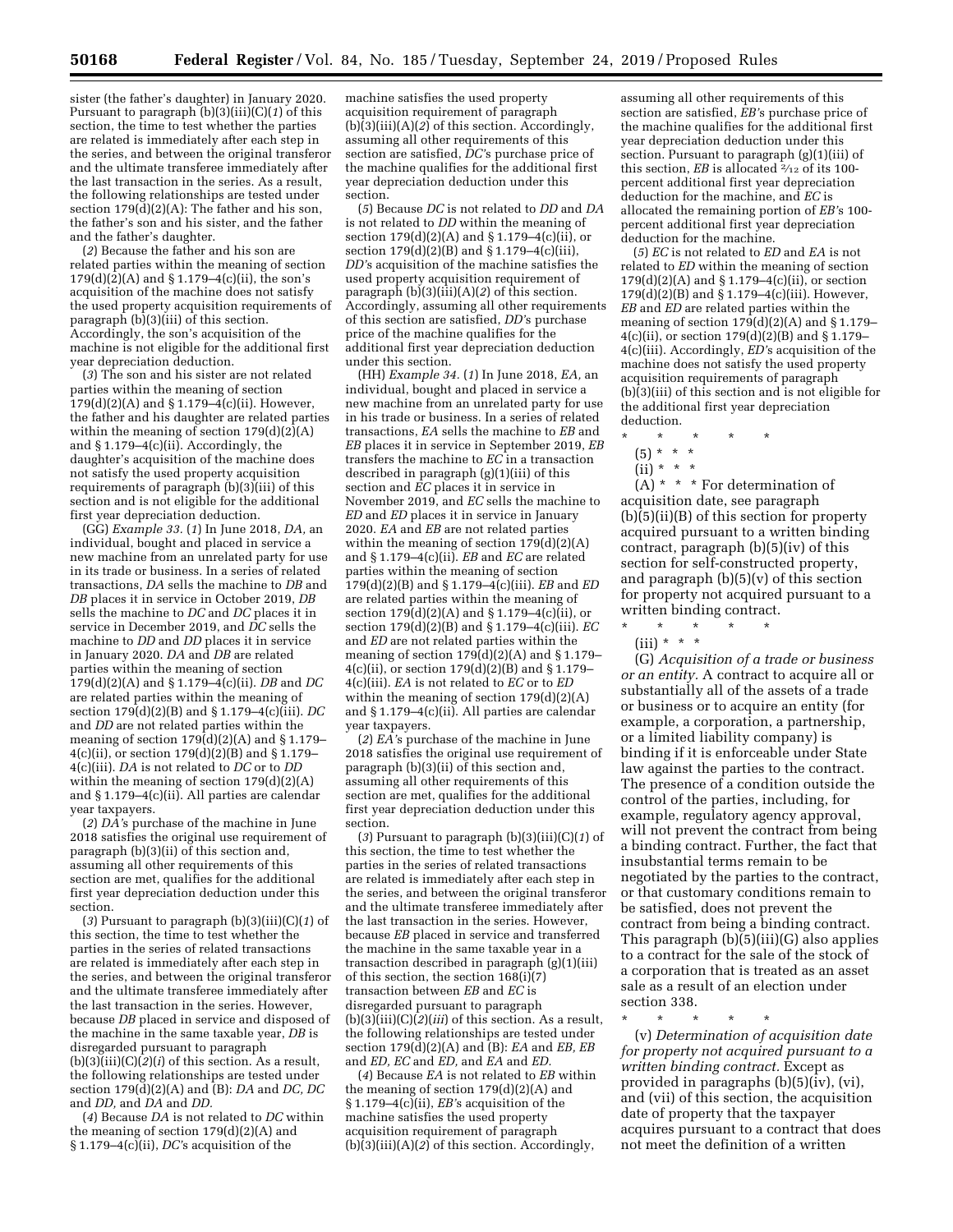sister (the father's daughter) in January 2020. Pursuant to paragraph (b)(3)(iii)(C)(*1*) of this section, the time to test whether the parties are related is immediately after each step in the series, and between the original transferor and the ultimate transferee immediately after the last transaction in the series. As a result, the following relationships are tested under section 179(d)(2)(A): The father and his son, the father's son and his sister, and the father and the father's daughter.

(*2*) Because the father and his son are related parties within the meaning of section 179(d)(2)(A) and § 1.179–4(c)(ii), the son's acquisition of the machine does not satisfy the used property acquisition requirements of paragraph (b)(3)(iii) of this section. Accordingly, the son's acquisition of the machine is not eligible for the additional first year depreciation deduction.

(*3*) The son and his sister are not related parties within the meaning of section 179(d)(2)(A) and § 1.179–4(c)(ii). However, the father and his daughter are related parties within the meaning of section 179(d)(2)(A) and § 1.179–4(c)(ii). Accordingly, the daughter's acquisition of the machine does not satisfy the used property acquisition requirements of paragraph (b)(3)(iii) of this section and is not eligible for the additional first year depreciation deduction.

(GG) *Example 33.* (*1*) In June 2018, *DA,* an individual, bought and placed in service a new machine from an unrelated party for use in its trade or business. In a series of related transactions, *DA* sells the machine to *DB* and *DB* places it in service in October 2019, *DB* sells the machine to *DC* and *DC* places it in service in December 2019, and *DC* sells the machine to *DD* and *DD* places it in service in January 2020. *DA* and *DB* are related parties within the meaning of section 179(d)(2)(A) and § 1.179–4(c)(ii). *DB* and *DC* are related parties within the meaning of section 179(d)(2)(B) and § 1.179–4(c)(iii). *DC* and *DD* are not related parties within the meaning of section 179(d)(2)(A) and § 1.179–4(c)(ii), or section 179(d)(2)(B) and § 1.179–4(c)(iii). *DA* is not related to *DC* or to *DD* within the meaning of section 179(d)(2)(A) and § 1.179–4(c)(ii). All parties are calendar year taxpayers.

(*2*) *DA'*s purchase of the machine in June 2018 satisfies the original use requirement of paragraph (b)(3)(ii) of this section and, assuming all other requirements of this section are met, qualifies for the additional first year depreciation deduction under this section.

(*3*) Pursuant to paragraph (b)(3)(iii)(C)(*1*) of this section, the time to test whether the parties in the series of related transactions are related is immediately after each step in the series, and between the original transferor and the ultimate transferee immediately after the last transaction in the series. However, because *DB* placed in service and disposed of the machine in the same taxable year, *DB* is disregarded pursuant to paragraph (b)(3)(iii)(C)(*2*)(*i*) of this section. As a result, the following relationships are tested under section 179(d)(2)(A) and (B): *DA* and *DC, DC* and *DD,* and *DA* and *DD.*

(*4*) Because *DA* is not related to *DC* within the meaning of section 179(d)(2)(A) and § 1.179–4(c)(ii), *DC'*s acquisition of the machine satisfies the used property acquisition requirement of paragraph (b)(3)(iii)(A)(*2*) of this section. Accordingly, assuming all other requirements of this section are satisfied, *DC'*s purchase price of the machine qualifies for the additional first year depreciation deduction under this section.

(*5*) Because *DC* is not related to *DD* and *DA* is not related to *DD* within the meaning of section 179(d)(2)(A) and § 1.179–4(c)(ii), or section 179(d)(2)(B) and § 1.179–4(c)(iii), *DD'*s acquisition of the machine satisfies the used property acquisition requirement of paragraph (b)(3)(iii)(A)(*2*) of this section. Accordingly, assuming all other requirements of this section are satisfied, *DD'*s purchase price of the machine qualifies for the additional first year depreciation deduction under this section.

(HH) *Example 34.* (*1*) In June 2018, *EA,* an individual, bought and placed in service a new machine from an unrelated party for use in his trade or business. In a series of related transactions, *EA* sells the machine to *EB* and *EB* places it in service in September 2019, *EB* transfers the machine to *EC* in a transaction described in paragraph (g)(1)(iii) of this section and *EC* places it in service in November 2019, and *EC* sells the machine to *ED* and *ED* places it in service in January 2020. *EA* and *EB* are not related parties within the meaning of section 179(d)(2)(A) and § 1.179–4(c)(ii). *EB* and *EC* are related parties within the meaning of section 179(d)(2)(B) and § 1.179–4(c)(iii). *EB* and *ED* are related parties within the meaning of section 179(d)(2)(A) and § 1.179–4(c)(ii), or section 179(d)(2)(B) and § 1.179–4(c)(iii). *EC* and *ED* are not related parties within the meaning of section 179(d)(2)(A) and § 1.179–4(c)(ii), or section 179(d)(2)(B) and § 1.179–4(c)(iii). *EA* is not related to *EC* or to *ED* within the meaning of section 179(d)(2)(A) and § 1.179–4(c)(ii). All parties are calendar year taxpayers.

(*2*) *EA'*s purchase of the machine in June 2018 satisfies the original use requirement of paragraph (b)(3)(ii) of this section and, assuming all other requirements of this section are met, qualifies for the additional first year depreciation deduction under this section.

(*3*) Pursuant to paragraph (b)(3)(iii)(C)(*1*) of this section, the time to test whether the parties in the series of related transactions are related is immediately after each step in the series, and between the original transferor and the ultimate transferee immediately after the last transaction in the series. However, because *EB* placed in service and transferred the machine in the same taxable year in a transaction described in paragraph (g)(1)(iii) of this section, the section 168(i)(7) transaction between *EB* and *EC* is disregarded pursuant to paragraph (b)(3)(iii)(C)(*2*)(*iii*) of this section. As a result, the following relationships are tested under section 179(d)(2)(A) and (B): *EA* and *EB, EB* and *ED, EC* and *ED,* and *EA* and *ED.*

(*4*) Because *EA* is not related to *EB* within the meaning of section 179(d)(2)(A) and § 1.179–4(c)(ii), *EB'*s acquisition of the machine satisfies the used property acquisition requirement of paragraph (b)(3)(iii)(A)(*2*) of this section. Accordingly, assuming all other requirements of this section are satisfied, *EB'*s purchase price of the machine qualifies for the additional first year depreciation deduction under this section. Pursuant to paragraph (g)(1)(iii) of this section, *EB* is allocated 2/12 of its 100-percent additional first year depreciation deduction for the machine, and *EC* is allocated the remaining portion of *EB'*s 100-percent additional first year depreciation deduction for the machine.

(*5*) *EC* is not related to *ED* and *EA* is not related to *ED* within the meaning of section 179(d)(2)(A) and § 1.179–4(c)(ii), or section 179(d)(2)(B) and § 1.179–4(c)(iii). However, *EB* and *ED* are related parties within the meaning of section 179(d)(2)(A) and § 1.179–4(c)(ii), or section 179(d)(2)(B) and § 1.179–4(c)(iii). Accordingly, *ED'*s acquisition of the machine does not satisfy the used property acquisition requirements of paragraph (b)(3)(iii) of this section and is not eligible for the additional first year depreciation deduction.

\* \* \* \* \*

(5) \* \* \*

(ii) \* \* \*

(A) \* \* \* For determination of acquisition date, see paragraph (b)(5)(ii)(B) of this section for property acquired pursuant to a written binding contract, paragraph (b)(5)(iv) of this section for self-constructed property, and paragraph (b)(5)(v) of this section for property not acquired pursuant to a written binding contract.

\* \* \* \* \*

(iii) \* \* \*

(G) *Acquisition of a trade or business or an entity.* A contract to acquire all or substantially all of the assets of a trade or business or to acquire an entity (for example, a corporation, a partnership, or a limited liability company) is binding if it is enforceable under State law against the parties to the contract. The presence of a condition outside the control of the parties, including, for example, regulatory agency approval, will not prevent the contract from being a binding contract. Further, the fact that insubstantial terms remain to be negotiated by the parties to the contract, or that customary conditions remain to be satisfied, does not prevent the contract from being a binding contract. This paragraph (b)(5)(iii)(G) also applies to a contract for the sale of the stock of a corporation that is treated as an asset sale as a result of an election under section 338.

\* \* \* \* \*

(v) *Determination of acquisition date for property not acquired pursuant to a written binding contract.* Except as provided in paragraphs (b)(5)(iv), (vi), and (vii) of this section, the acquisition date of property that the taxpayer acquires pursuant to a contract that does not meet the definition of a written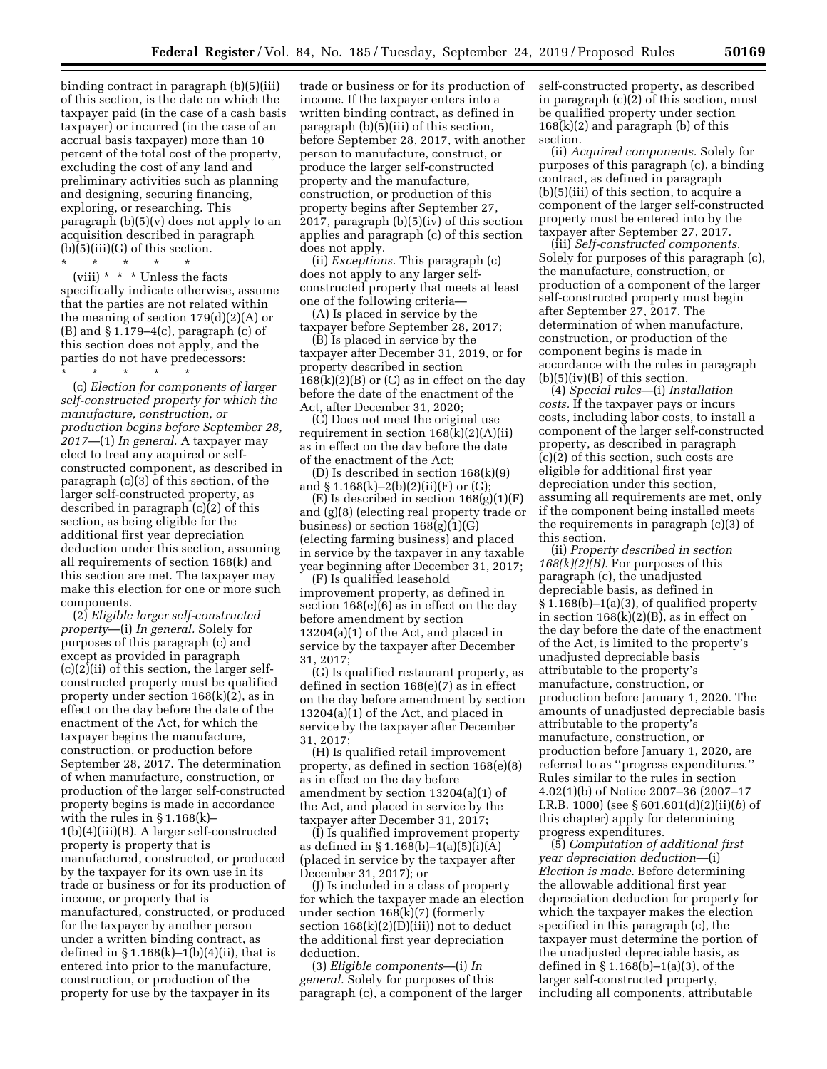binding contract in paragraph (b)(5)(iii) of this section, is the date on which the taxpayer paid (in the case of a cash basis taxpayer) or incurred (in the case of an accrual basis taxpayer) more than 10 percent of the total cost of the property, excluding the cost of any land and preliminary activities such as planning and designing, securing financing, exploring, or researching. This paragraph (b)(5)(v) does not apply to an acquisition described in paragraph (b)(5)(iii)(G) of this section.

\* \* \* \* \*

(viii) \* \* \* Unless the facts specifically indicate otherwise, assume that the parties are not related within the meaning of section 179(d)(2)(A) or (B) and § 1.179–4(c), paragraph (c) of this section does not apply, and the parties do not have predecessors:

\* \* \* \* \*

(c) *Election for components of larger self-constructed property for which the manufacture, construction, or production begins before September 28, 2017*—(1) *In general.* A taxpayer may elect to treat any acquired or self-constructed component, as described in paragraph (c)(3) of this section, of the larger self-constructed property, as described in paragraph (c)(2) of this section, as being eligible for the additional first year depreciation deduction under this section, assuming all requirements of section 168(k) and this section are met. The taxpayer may make this election for one or more such components.

(2) *Eligible larger self-constructed property*—(i) *In general.* Solely for purposes of this paragraph (c) and except as provided in paragraph (c)(2)(ii) of this section, the larger self-constructed property must be qualified property under section 168(k)(2), as in effect on the day before the date of the enactment of the Act, for which the taxpayer begins the manufacture, construction, or production before September 28, 2017. The determination of when manufacture, construction, or production of the larger self-constructed property begins is made in accordance with the rules in § 1.168(k)–1(b)(4)(iii)(B). A larger self-constructed property is property that is manufactured, constructed, or produced by the taxpayer for its own use in its trade or business or for its production of income, or property that is manufactured, constructed, or produced for the taxpayer by another person under a written binding contract, as defined in § 1.168(k)–1(b)(4)(ii), that is entered into prior to the manufacture, construction, or production of the property for use by the taxpayer in its trade or business or for its production of income. If the taxpayer enters into a written binding contract, as defined in paragraph (b)(5)(iii) of this section, before September 28, 2017, with another person to manufacture, construct, or produce the larger self-constructed property and the manufacture, construction, or production of this property begins after September 27, 2017, paragraph (b)(5)(iv) of this section applies and paragraph (c) of this section does not apply.

(ii) *Exceptions.* This paragraph (c) does not apply to any larger self-constructed property that meets at least one of the following criteria—

(A) Is placed in service by the taxpayer before September 28, 2017;

(B) Is placed in service by the taxpayer after December 31, 2019, or for property described in section 168(k)(2)(B) or (C) as in effect on the day before the date of the enactment of the Act, after December 31, 2020;

(C) Does not meet the original use requirement in section 168(k)(2)(A)(ii) as in effect on the day before the date of the enactment of the Act;

(D) Is described in section 168(k)(9) and § 1.168(k)–2(b)(2)(ii)(F) or (G);

(E) Is described in section 168(g)(1)(F) and (g)(8) (electing real property trade or business) or section 168(g)(1)(G) (electing farming business) and placed in service by the taxpayer in any taxable year beginning after December 31, 2017;

(F) Is qualified leasehold improvement property, as defined in section 168(e)(6) as in effect on the day before amendment by section 13204(a)(1) of the Act, and placed in service by the taxpayer after December 31, 2017;

(G) Is qualified restaurant property, as defined in section 168(e)(7) as in effect on the day before amendment by section 13204(a)(1) of the Act, and placed in service by the taxpayer after December 31, 2017;

(H) Is qualified retail improvement property, as defined in section 168(e)(8) as in effect on the day before amendment by section 13204(a)(1) of the Act, and placed in service by the taxpayer after December 31, 2017;

(I) Is qualified improvement property as defined in § 1.168(b)–1(a)(5)(i)(A) (placed in service by the taxpayer after December 31, 2017); or

(J) Is included in a class of property for which the taxpayer made an election under section 168(k)(7) (formerly section 168(k)(2)(D)(iii)) not to deduct the additional first year depreciation deduction.

(3) *Eligible components*—(i) *In general.* Solely for purposes of this paragraph (c), a component of the larger self-constructed property, as described in paragraph (c)(2) of this section, must be qualified property under section 168(k)(2) and paragraph (b) of this section.

(ii) *Acquired components.* Solely for purposes of this paragraph (c), a binding contract, as defined in paragraph (b)(5)(iii) of this section, to acquire a component of the larger self-constructed property must be entered into by the taxpayer after September 27, 2017.

(iii) *Self-constructed components.* Solely for purposes of this paragraph (c), the manufacture, construction, or production of a component of the larger self-constructed property must begin after September 27, 2017. The determination of when manufacture, construction, or production of the component begins is made in accordance with the rules in paragraph (b)(5)(iv)(B) of this section.

(4) *Special rules*—(i) *Installation costs.* If the taxpayer pays or incurs costs, including labor costs, to install a component of the larger self-constructed property, as described in paragraph (c)(2) of this section, such costs are eligible for additional first year depreciation under this section, assuming all requirements are met, only if the component being installed meets the requirements in paragraph (c)(3) of this section.

(ii) *Property described in section 168(k)(2)(B).* For purposes of this paragraph (c), the unadjusted depreciable basis, as defined in § 1.168(b)–1(a)(3), of qualified property in section 168(k)(2)(B), as in effect on the day before the date of the enactment of the Act, is limited to the property's unadjusted depreciable basis attributable to the property's manufacture, construction, or production before January 1, 2020. The amounts of unadjusted depreciable basis attributable to the property's manufacture, construction, or production before January 1, 2020, are referred to as "progress expenditures." Rules similar to the rules in section 4.02(1)(b) of Notice 2007–36 (2007–17 I.R.B. 1000) (see § 601.601(d)(2)(ii)(*b*) of this chapter) apply for determining progress expenditures.

(5) *Computation of additional first year depreciation deduction*—(i) *Election is made.* Before determining the allowable additional first year depreciation deduction for property for which the taxpayer makes the election specified in this paragraph (c), the taxpayer must determine the portion of the unadjusted depreciable basis, as defined in § 1.168(b)–1(a)(3), of the larger self-constructed property, including all components, attributable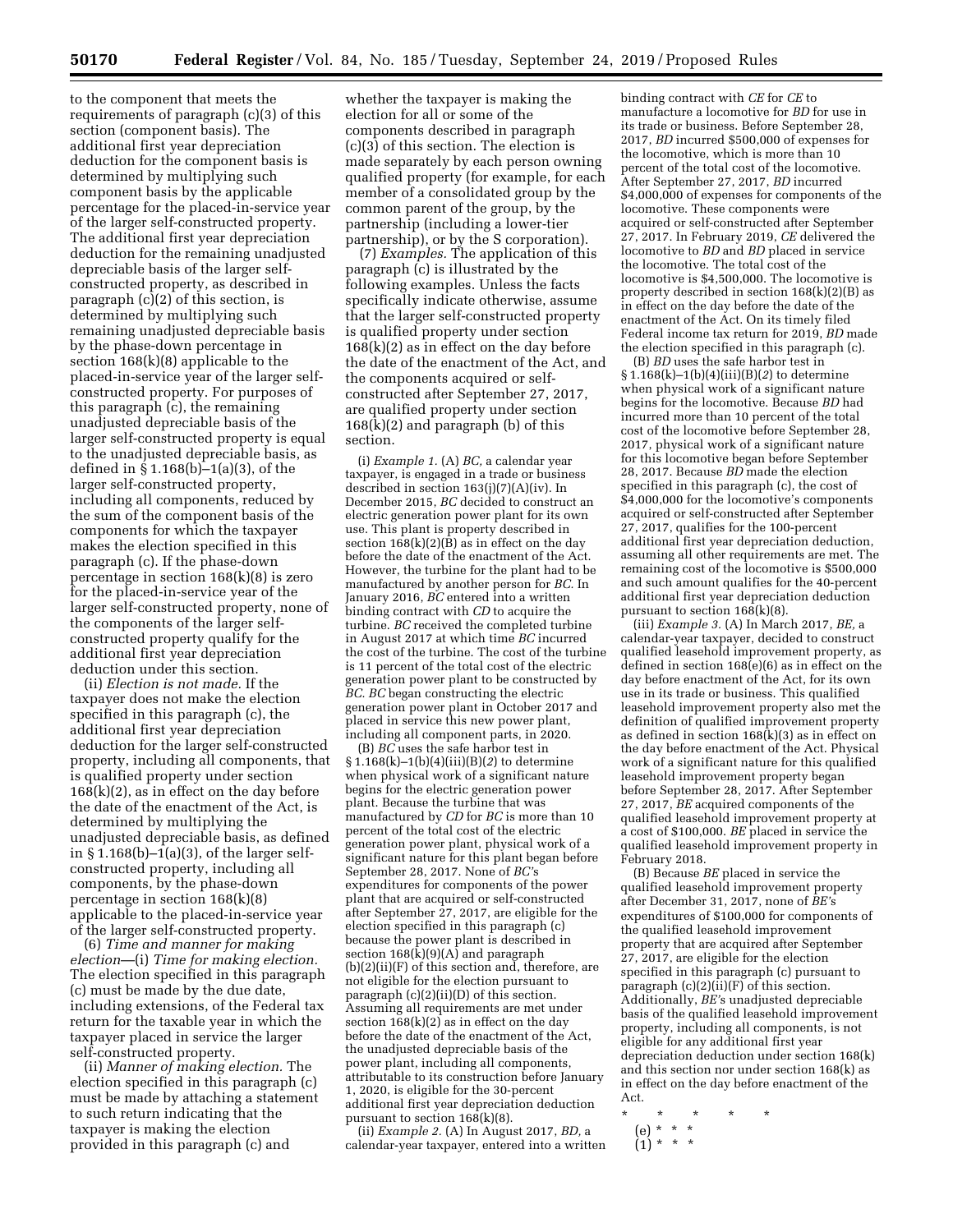to the component that meets the requirements of paragraph (c)(3) of this section (component basis). The additional first year depreciation deduction for the component basis is determined by multiplying such component basis by the applicable percentage for the placed-in-service year of the larger self-constructed property. The additional first year depreciation deduction for the remaining unadjusted depreciable basis of the larger self-constructed property, as described in paragraph (c)(2) of this section, is determined by multiplying such remaining unadjusted depreciable basis by the phase-down percentage in section 168(k)(8) applicable to the placed-in-service year of the larger self-constructed property. For purposes of this paragraph (c), the remaining unadjusted depreciable basis of the larger self-constructed property is equal to the unadjusted depreciable basis, as defined in § 1.168(b)–1(a)(3), of the larger self-constructed property, including all components, reduced by the sum of the component basis of the components for which the taxpayer makes the election specified in this paragraph (c). If the phase-down percentage in section 168(k)(8) is zero for the placed-in-service year of the larger self-constructed property, none of the components of the larger self-constructed property qualify for the additional first year depreciation deduction under this section.

(ii) *Election is not made.* If the taxpayer does not make the election specified in this paragraph (c), the additional first year depreciation deduction for the larger self-constructed property, including all components, that is qualified property under section 168(k)(2), as in effect on the day before the date of the enactment of the Act, is determined by multiplying the unadjusted depreciable basis, as defined in § 1.168(b)–1(a)(3), of the larger self-constructed property, including all components, by the phase-down percentage in section 168(k)(8) applicable to the placed-in-service year of the larger self-constructed property.

(6) *Time and manner for making election*—(i) *Time for making election.* The election specified in this paragraph (c) must be made by the due date, including extensions, of the Federal tax return for the taxable year in which the taxpayer placed in service the larger self-constructed property.

(ii) *Manner of making election.* The election specified in this paragraph (c) must be made by attaching a statement to such return indicating that the taxpayer is making the election provided in this paragraph (c) and whether the taxpayer is making the election for all or some of the components described in paragraph (c)(3) of this section. The election is made separately by each person owning qualified property (for example, for each member of a consolidated group by the common parent of the group, by the partnership (including a lower-tier partnership), or by the S corporation).

(7) *Examples.* The application of this paragraph (c) is illustrated by the following examples. Unless the facts specifically indicate otherwise, assume that the larger self-constructed property is qualified property under section 168(k)(2) as in effect on the day before the date of the enactment of the Act, and the components acquired or self-constructed after September 27, 2017, are qualified property under section 168(k)(2) and paragraph (b) of this section.

(i) *Example 1.* (A) *BC,* a calendar year taxpayer, is engaged in a trade or business described in section 163(j)(7)(A)(iv). In December 2015, *BC* decided to construct an electric generation power plant for its own use. This plant is property described in section 168(k)(2)(B) as in effect on the day before the date of the enactment of the Act. However, the turbine for the plant had to be manufactured by another person for *BC.* In January 2016, *BC* entered into a written binding contract with *CD* to acquire the turbine. *BC* received the completed turbine in August 2017 at which time *BC* incurred the cost of the turbine. The cost of the turbine is 11 percent of the total cost of the electric generation power plant to be constructed by *BC. BC* began constructing the electric generation power plant in October 2017 and placed in service this new power plant, including all component parts, in 2020.

(B) *BC* uses the safe harbor test in § 1.168(k)–1(b)(4)(iii)(B)(*2*) to determine when physical work of a significant nature begins for the electric generation power plant. Because the turbine that was manufactured by *CD* for *BC* is more than 10 percent of the total cost of the electric generation power plant, physical work of a significant nature for this plant began before September 28, 2017. None of *BC*'s expenditures for components of the power plant that are acquired or self-constructed after September 27, 2017, are eligible for the election specified in this paragraph (c) because the power plant is described in section 168(k)(9)(A) and paragraph (b)(2)(ii)(F) of this section and, therefore, are not eligible for the election pursuant to paragraph (c)(2)(ii)(D) of this section. Assuming all requirements are met under section 168(k)(2) as in effect on the day before the date of the enactment of the Act, the unadjusted depreciable basis of the power plant, including all components, attributable to its construction before January 1, 2020, is eligible for the 30-percent additional first year depreciation deduction pursuant to section 168(k)(8).

(ii) *Example 2.* (A) In August 2017, *BD,* a calendar-year taxpayer, entered into a written binding contract with *CE* for *CE* to manufacture a locomotive for *BD* for use in its trade or business. Before September 28, 2017, *BD* incurred $500,000 of expenses for the locomotive, which is more than 10 percent of the total cost of the locomotive. After September 27, 2017, *BD* incurred $4,000,000 of expenses for components of the locomotive. These components were acquired or self-constructed after September 27, 2017. In February 2019, *CE* delivered the locomotive to *BD* and *BD* placed in service the locomotive. The total cost of the locomotive is $4,500,000. The locomotive is property described in section 168(k)(2)(B) as in effect on the day before the date of the enactment of the Act. On its timely filed Federal income tax return for 2019, *BD* made the election specified in this paragraph (c).

(B) *BD* uses the safe harbor test in § 1.168(k)–1(b)(4)(iii)(B)(*2*) to determine when physical work of a significant nature begins for the locomotive. Because *BD* had incurred more than 10 percent of the total cost of the locomotive before September 28, 2017, physical work of a significant nature for this locomotive began before September 28, 2017. Because *BD* made the election specified in this paragraph (c), the cost of $4,000,000 for the locomotive's components acquired or self-constructed after September 27, 2017, qualifies for the 100-percent additional first year depreciation deduction, assuming all other requirements are met. The remaining cost of the locomotive is $500,000 and such amount qualifies for the 40-percent additional first year depreciation deduction pursuant to section 168(k)(8).

(iii) *Example 3.* (A) In March 2017, *BE,* a calendar-year taxpayer, decided to construct qualified leasehold improvement property, as defined in section 168(e)(6) as in effect on the day before enactment of the Act, for its own use in its trade or business. This qualified leasehold improvement property also met the definition of qualified improvement property as defined in section 168(k)(3) as in effect on the day before enactment of the Act. Physical work of a significant nature for this qualified leasehold improvement property began before September 28, 2017. After September 27, 2017, *BE* acquired components of the qualified leasehold improvement property at a cost of $100,000. *BE* placed in service the qualified leasehold improvement property in February 2018.

(B) Because *BE* placed in service the qualified leasehold improvement property after December 31, 2017, none of *BE's* expenditures of $100,000 for components of the qualified leasehold improvement property that are acquired after September 27, 2017, are eligible for the election specified in this paragraph (c) pursuant to paragraph (c)(2)(ii)(F) of this section. Additionally, *BE's* unadjusted depreciable basis of the qualified leasehold improvement property, including all components, is not eligible for any additional first year depreciation deduction under section 168(k) and this section nor under section 168(k) as in effect on the day before enactment of the Act.

\* \* \* \* \*

(e) \* \* \*

(1) \* \* \*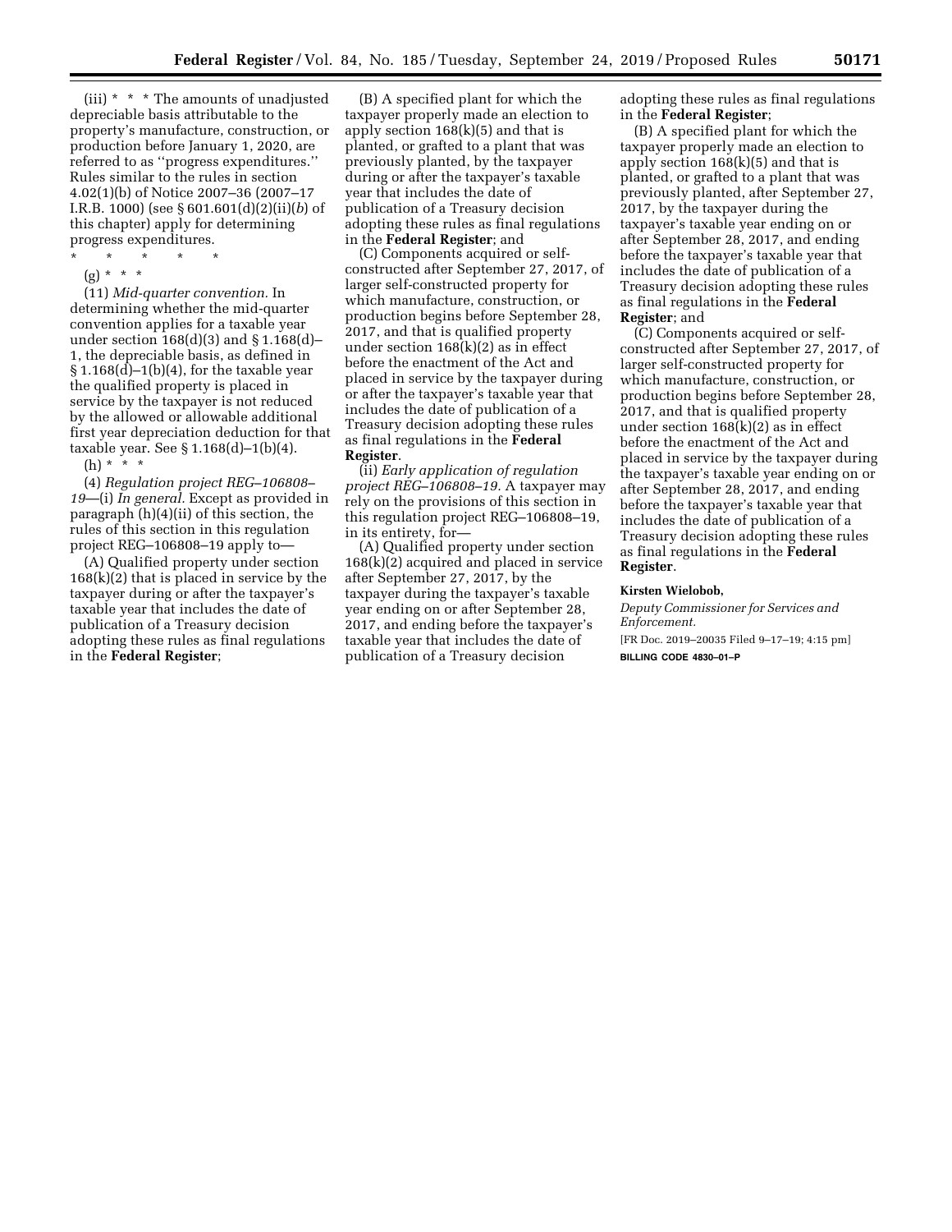(iii) * * * The amounts of unadjusted depreciable basis attributable to the property's manufacture, construction, or production before January 1, 2020, are referred to as ''progress expenditures.'' Rules similar to the rules in section 4.02(1)(b) of Notice 2007–36 (2007–17 I.R.B. 1000) (see § 601.601(d)(2)(ii)(*b*) of this chapter) apply for determining progress expenditures.

\* \* \* \* \*

(g) * * *

(11) *Mid-quarter convention.* In determining whether the mid-quarter convention applies for a taxable year under section 168(d)(3) and § 1.168(d)–1, the depreciable basis, as defined in § 1.168(d)–1(b)(4), for the taxable year the qualified property is placed in service by the taxpayer is not reduced by the allowed or allowable additional first year depreciation deduction for that taxable year. See § 1.168(d)–1(b)(4).

(h) * * *

(4) *Regulation project REG–106808–19*—(i) *In general.* Except as provided in paragraph (h)(4)(ii) of this section, the rules of this section in this regulation project REG–106808–19 apply to—

(A) Qualified property under section 168(k)(2) that is placed in service by the taxpayer during or after the taxpayer's taxable year that includes the date of publication of a Treasury decision adopting these rules as final regulations in the **Federal Register**;

(B) A specified plant for which the taxpayer properly made an election to apply section 168(k)(5) and that is planted, or grafted to a plant that was previously planted, by the taxpayer during or after the taxpayer's taxable year that includes the date of publication of a Treasury decision adopting these rules as final regulations in the **Federal Register**; and

(C) Components acquired or self-constructed after September 27, 2017, of larger self-constructed property for which manufacture, construction, or production begins before September 28, 2017, and that is qualified property under section 168(k)(2) as in effect before the enactment of the Act and placed in service by the taxpayer during or after the taxpayer's taxable year that includes the date of publication of a Treasury decision adopting these rules as final regulations in the **Federal Register**.

(ii) *Early application of regulation project REG–106808–19.* A taxpayer may rely on the provisions of this section in this regulation project REG–106808–19, in its entirety, for—

(A) Qualified property under section 168(k)(2) acquired and placed in service after September 27, 2017, by the taxpayer during the taxpayer's taxable year ending on or after September 28, 2017, and ending before the taxpayer's taxable year that includes the date of publication of a Treasury decision adopting these rules as final regulations in the **Federal Register**;

(B) A specified plant for which the taxpayer properly made an election to apply section 168(k)(5) and that is planted, or grafted to a plant that was previously planted, after September 27, 2017, by the taxpayer during the taxpayer's taxable year ending on or after September 28, 2017, and ending before the taxpayer's taxable year that includes the date of publication of a Treasury decision adopting these rules as final regulations in the **Federal Register**; and

(C) Components acquired or self-constructed after September 27, 2017, of larger self-constructed property for which manufacture, construction, or production begins before September 28, 2017, and that is qualified property under section 168(k)(2) as in effect before the enactment of the Act and placed in service by the taxpayer during the taxpayer's taxable year ending on or after September 28, 2017, and ending before the taxpayer's taxable year that includes the date of publication of a Treasury decision adopting these rules as final regulations in the **Federal Register**.

**Kirsten Wielobob,**

*Deputy Commissioner for Services and Enforcement.*

[FR Doc. 2019–20035 Filed 9–17–19; 4:15 pm]

**BILLING CODE 4830–01–P**